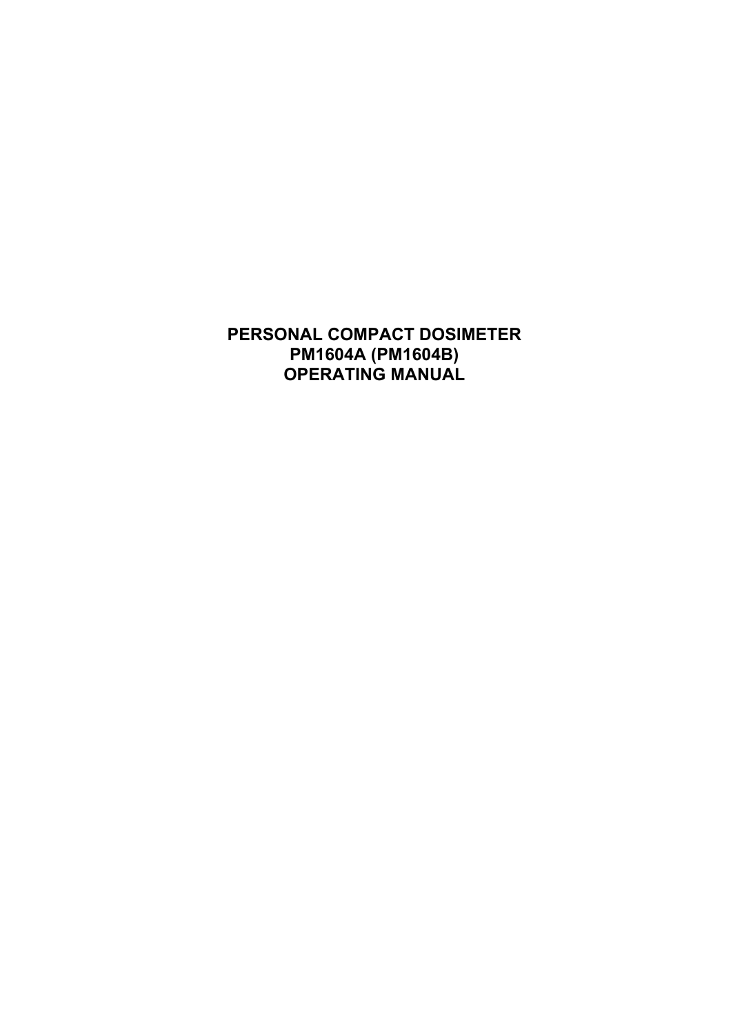# PERSONAL COMPACT DOSIMETER
# PM1604A (PM1604B)
# OPERATING MANUAL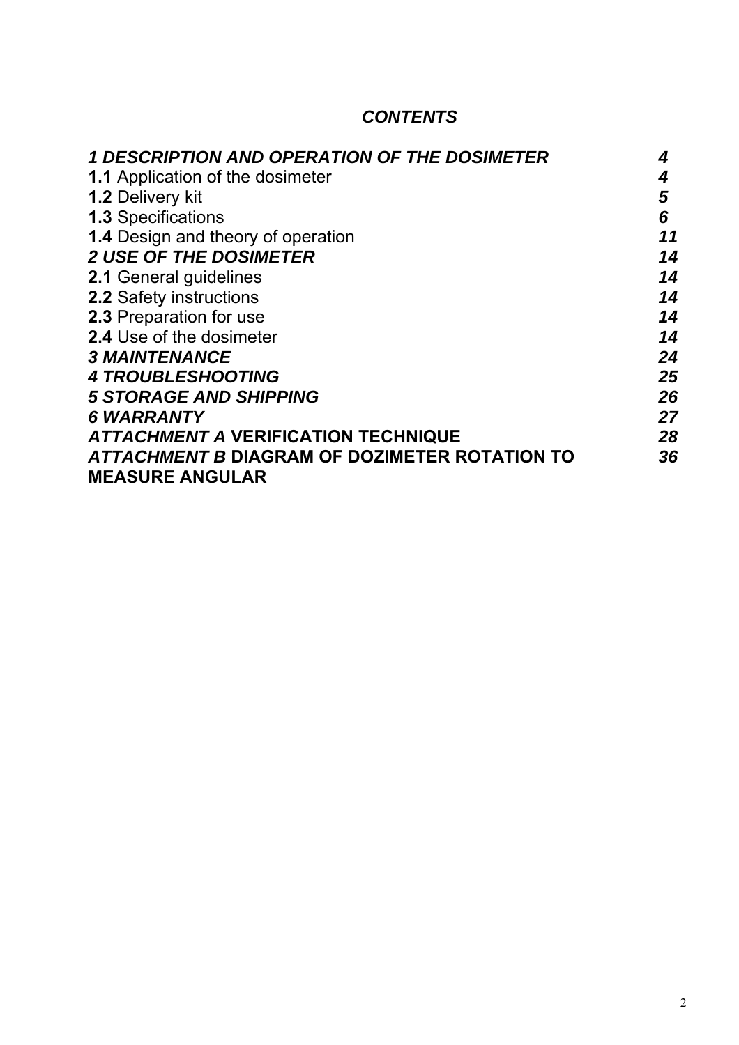## *CONTENTS*

| | |
|---|---|
| ***1 DESCRIPTION AND OPERATION OF THE DOSIMETER*** | ***4*** |
| **1.1** Application of the dosimeter | ***4*** |
| **1.2** Delivery kit | ***5*** |
| **1.3** Specifications | ***6*** |
| **1.4** Design and theory of operation | ***11*** |
| ***2 USE OF THE DOSIMETER*** | ***14*** |
| **2.1** General guidelines | ***14*** |
| **2.2** Safety instructions | ***14*** |
| **2.3** Preparation for use | ***14*** |
| **2.4** Use of the dosimeter | ***14*** |
| ***3 MAINTENANCE*** | ***24*** |
| ***4 TROUBLESHOOTING*** | ***25*** |
| ***5 STORAGE AND SHIPPING*** | ***26*** |
| ***6 WARRANTY*** | ***27*** |
| ***ATTACHMENT A*** **VERIFICATION TECHNIQUE** | ***28*** |
| ***ATTACHMENT B*** **DIAGRAM OF DOZIMETER ROTATION TO MEASURE ANGULAR** | ***36*** |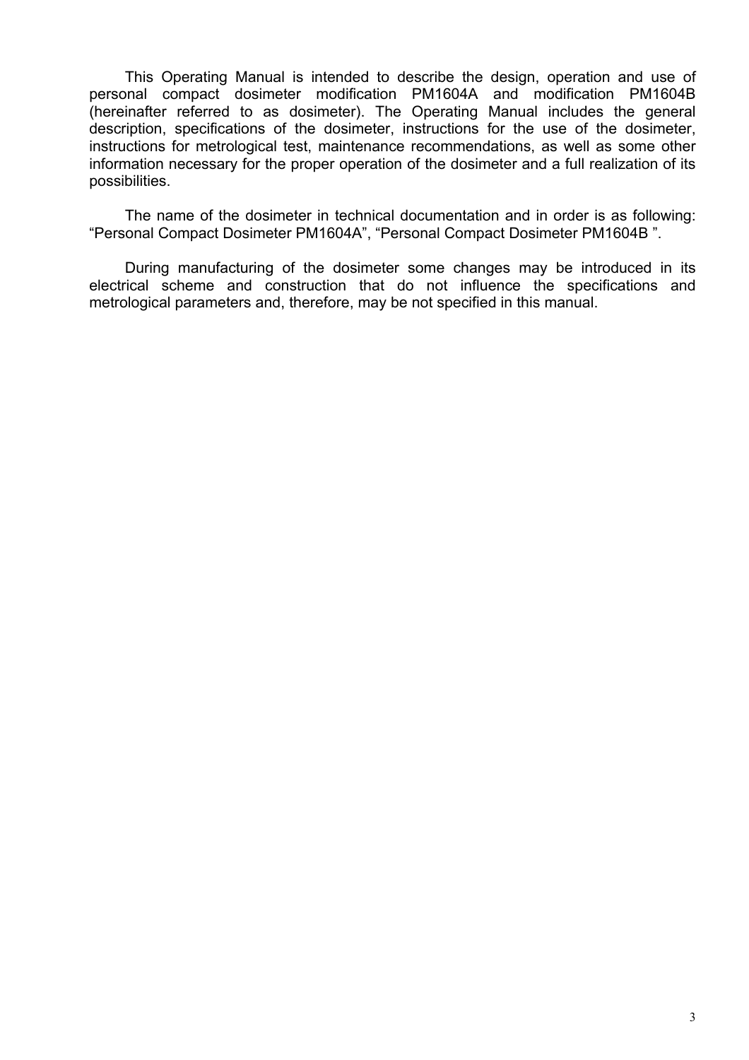This Operating Manual is intended to describe the design, operation and use of personal compact dosimeter modification PM1604A and modification PM1604B (hereinafter referred to as dosimeter). The Operating Manual includes the general description, specifications of the dosimeter, instructions for the use of the dosimeter, instructions for metrological test, maintenance recommendations, as well as some other information necessary for the proper operation of the dosimeter and a full realization of its possibilities.

The name of the dosimeter in technical documentation and in order is as following: “Personal Compact Dosimeter PM1604A”, “Personal Compact Dosimeter PM1604B ”.

During manufacturing of the dosimeter some changes may be introduced in its electrical scheme and construction that do not influence the specifications and metrological parameters and, therefore, may be not specified in this manual.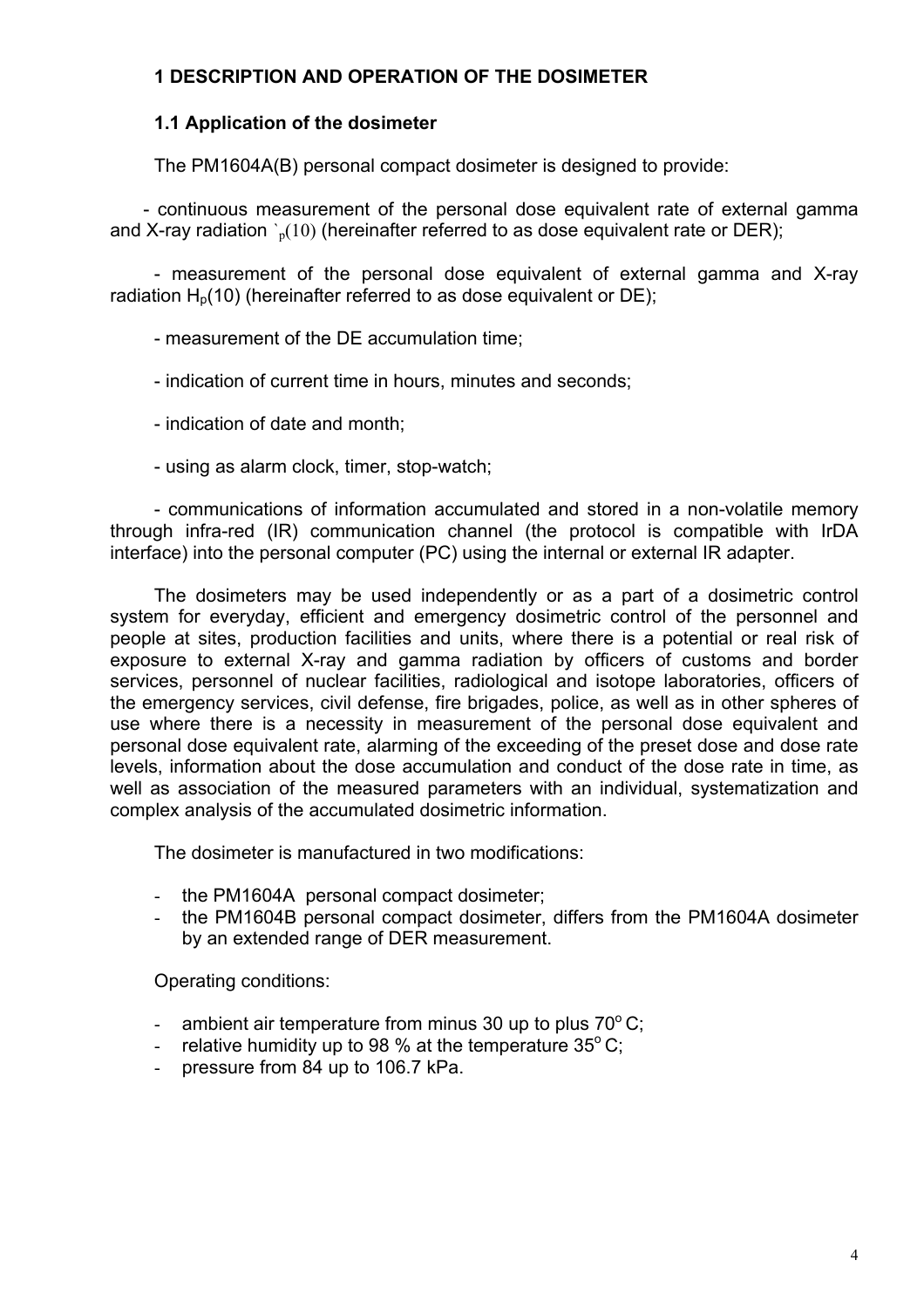## 1 DESCRIPTION AND OPERATION OF THE DOSIMETER

### 1.1 Application of the dosimeter

The PM1604A(B) personal compact dosimeter is designed to provide:

- continuous measurement of the personal dose equivalent rate of external gamma and X-ray radiation $\dot{H}_p(10)$ (hereinafter referred to as dose equivalent rate or DER);

- measurement of the personal dose equivalent of external gamma and X-ray radiation $H_p(10)$ (hereinafter referred to as dose equivalent or DE);

- measurement of the DE accumulation time;

- indication of current time in hours, minutes and seconds;

- indication of date and month;

- using as alarm clock, timer, stop-watch;

- communications of information accumulated and stored in a non-volatile memory through infra-red (IR) communication channel (the protocol is compatible with IrDA interface) into the personal computer (PC) using the internal or external IR adapter.

The dosimeters may be used independently or as a part of a dosimetric control system for everyday, efficient and emergency dosimetric control of the personnel and people at sites, production facilities and units, where there is a potential or real risk of exposure to external X-ray and gamma radiation by officers of customs and border services, personnel of nuclear facilities, radiological and isotope laboratories, officers of the emergency services, civil defense, fire brigades, police, as well as in other spheres of use where there is a necessity in measurement of the personal dose equivalent and personal dose equivalent rate, alarming of the exceeding of the preset dose and dose rate levels, information about the dose accumulation and conduct of the dose rate in time, as well as association of the measured parameters with an individual, systematization and complex analysis of the accumulated dosimetric information.

The dosimeter is manufactured in two modifications:

- the PM1604A personal compact dosimeter;
- the PM1604B personal compact dosimeter, differs from the PM1604A dosimeter by an extended range of DER measurement.

Operating conditions:

- ambient air temperature from minus 30 up to plus 70°C;
- relative humidity up to 98 % at the temperature 35°C;
- pressure from 84 up to 106.7 kPa.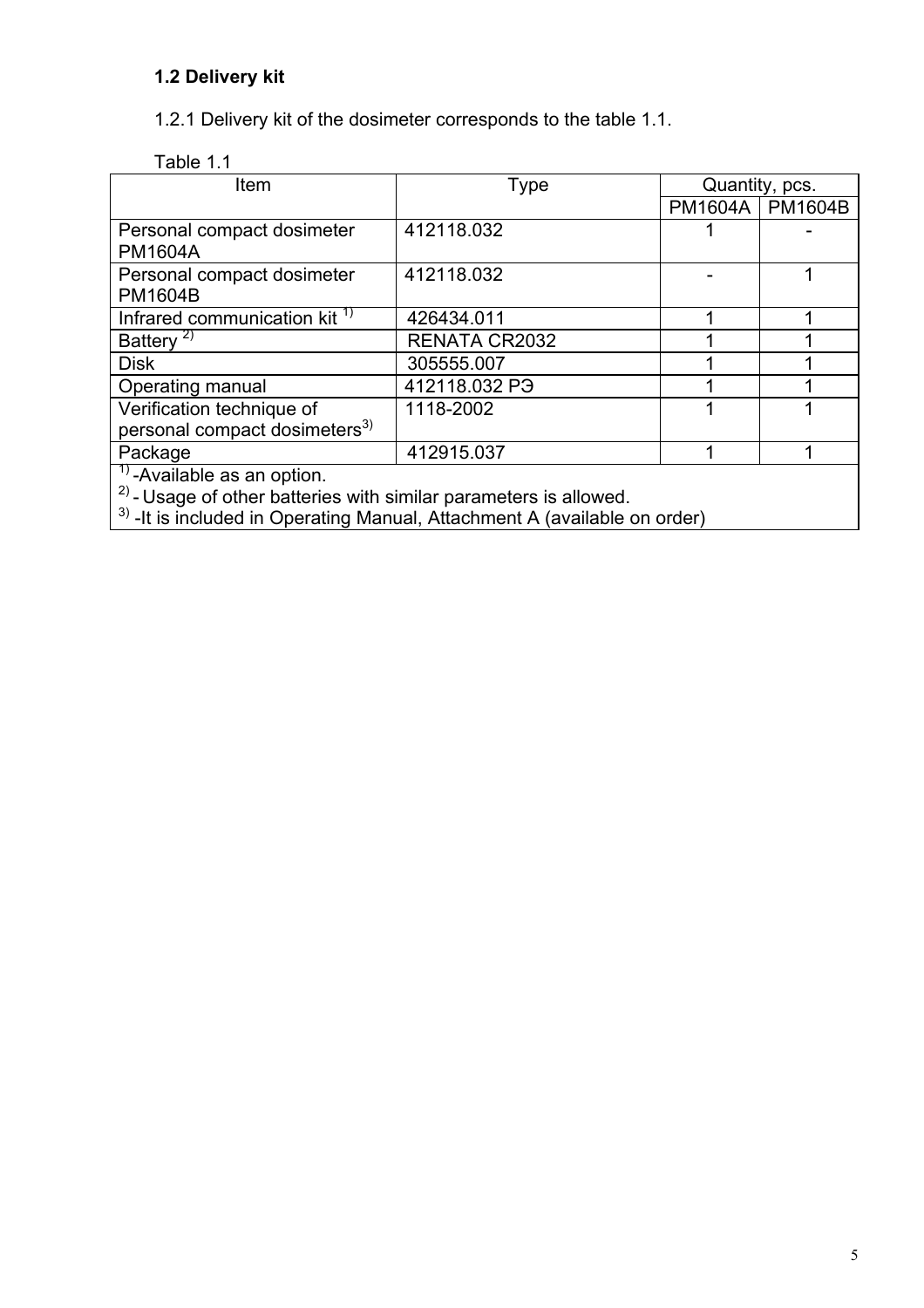### 1.2 Delivery kit

1.2.1 Delivery kit of the dosimeter corresponds to the table 1.1.

Table 1.1

| Item | Type | Quantity, pcs. | |
|---|---|---|---|
| | | PM1604A | PM1604B |
| Personal compact dosimeter PM1604A | 412118.032 | 1 | - |
| Personal compact dosimeter PM1604B | 412118.032 | - | 1 |
| Infrared communication kit [1)] | 426434.011 | 1 | 1 |
| Battery [2)] | RENATA CR2032 | 1 | 1 |
| Disk | 305555.007 | 1 | 1 |
| Operating manual | 412118.032 РЭ | 1 | 1 |
| Verification technique of personal compact dosimeters[3)] | 1118-2002 | 1 | 1 |
| Package | 412915.037 | 1 | 1 |

[1)] -Available as an option.
[2)] - Usage of other batteries with similar parameters is allowed.
[3)] -It is included in Operating Manual, Attachment A (available on order)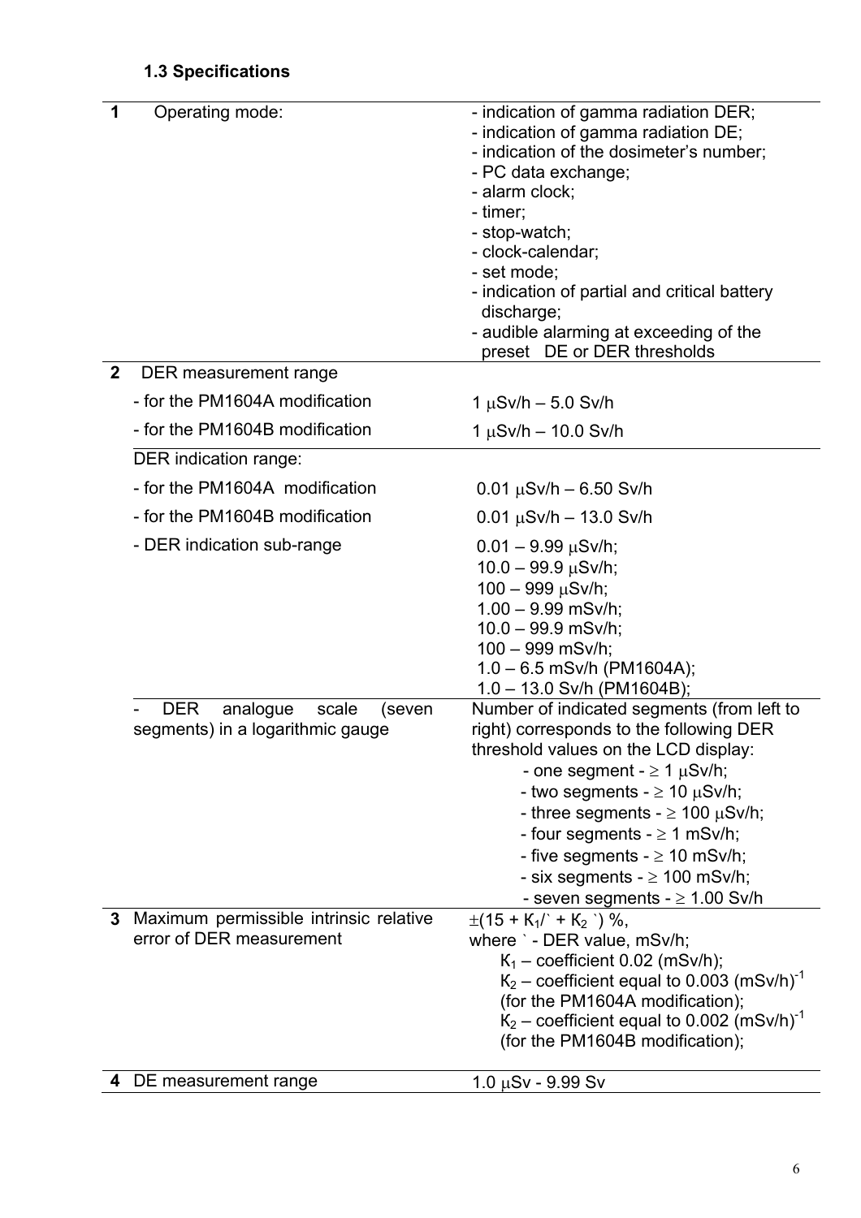### 1.3 Specifications

| | | |
|---|---|---|
| **1** | Operating mode: | - indication of gamma radiation DER;<br>- indication of gamma radiation DE;<br>- indication of the dosimeter's number;<br>- PC data exchange;<br>- alarm clock;<br>- timer;<br>- stop-watch;<br>- clock-calendar;<br>- set mode;<br>- indication of partial and critical battery discharge;<br>- audible alarming at exceeding of the preset DE or DER thresholds |
| **2** | DER measurement range | |
| | - for the PM1604A modification | 1 μSv/h – 5.0 Sv/h |
| | - for the PM1604B modification | 1 μSv/h – 10.0 Sv/h |
| | DER indication range: | |
| | - for the PM1604A modification | 0.01 μSv/h – 6.50 Sv/h |
| | - for the PM1604B modification | 0.01 μSv/h – 13.0 Sv/h |
| | - DER indication sub-range | 0.01 – 9.99 μSv/h;<br>10.0 – 99.9 μSv/h;<br>100 – 999 μSv/h;<br>1.00 – 9.99 mSv/h;<br>10.0 – 99.9 mSv/h;<br>100 – 999 mSv/h;<br>1.0 – 6.5 mSv/h (PM1604A);<br>1.0 – 13.0 Sv/h (PM1604B); |
| | - DER analogue scale (seven segments) in a logarithmic gauge | Number of indicated segments (from left to right) corresponds to the following DER threshold values on the LCD display:<br>- one segment - ≥ 1 μSv/h;<br>- two segments - ≥ 10 μSv/h;<br>- three segments - ≥ 100 μSv/h;<br>- four segments - ≥ 1 mSv/h;<br>- five segments - ≥ 10 mSv/h;<br>- six segments - ≥ 100 mSv/h;<br>- seven segments - ≥ 1.00 Sv/h |
| **3** | Maximum permissible intrinsic relative error of DER measurement | $\pm(15 + K_1/\grave{} + K_2 \grave{})$ %,<br>where ` - DER value, mSv/h;<br>$K_1$ – coefficient 0.02 (mSv/h);<br>$K_2$ – coefficient equal to 0.003 $(mSv/h)^{-1}$ (for the PM1604A modification);<br>$K_2$ – coefficient equal to 0.002 $(mSv/h)^{-1}$ (for the PM1604B modification); |
| **4** | DE measurement range | 1.0 μSv - 9.99 Sv |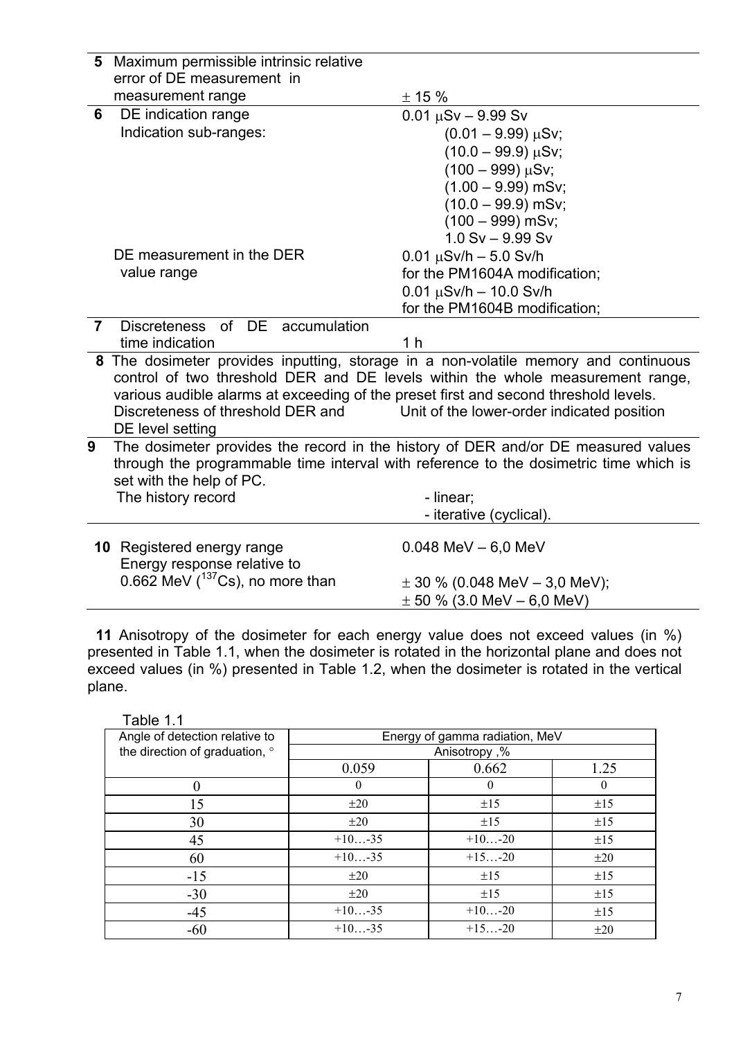| | | |
|---|---|---|
| **5** | Maximum permissible intrinsic relative error of DE measurement in measurement range | ± 15 % |
| **6** | DE indication range<br>Indication sub-ranges:<br><br><br><br><br><br><br>DE measurement in the DER value range | 0.01 μSv – 9.99 Sv<br>(0.01 – 9.99) μSv;<br>(10.0 – 99.9) μSv;<br>(100 – 999) μSv;<br>(1.00 – 9.99) mSv;<br>(10.0 – 99.9) mSv;<br>(100 – 999) mSv;<br>1.0 Sv – 9.99 Sv<br>0.01 μSv/h – 5.0 Sv/h for the PM1604A modification;<br>0.01 μSv/h – 10.0 Sv/h for the PM1604B modification; |
| **7** | Discreteness of DE accumulation time indication | 1 h |

**8** The dosimeter provides inputting, storage in a non-volatile memory and continuous control of two threshold DER and DE levels within the whole measurement range, various audible alarms at exceeding of the preset first and second threshold levels.

| | |
|---|---|
| Discreteness of threshold DER and DE level setting | Unit of the lower-order indicated position |

**9** The dosimeter provides the record in the history of DER and/or DE measured values through the programmable time interval with reference to the dosimetric time which is set with the help of PC.

| | |
|---|---|
| The history record | - linear;<br>- iterative (cyclical). |

| | | |
|---|---|---|
| **10** | Registered energy range<br>Energy response relative to 0.662 MeV ($^{137}Cs$), no more than | 0.048 MeV – 6,0 MeV<br>± 30 % (0.048 MeV – 3,0 MeV);<br>± 50 % (3.0 MeV – 6,0 MeV) |

**11** Anisotropy of the dosimeter for each energy value does not exceed values (in %) presented in Table 1.1, when the dosimeter is rotated in the horizontal plane and does not exceed values (in %) presented in Table 1.2, when the dosimeter is rotated in the vertical plane.

Table 1.1

| Angle of detection relative to the direction of graduation, ° | Energy of gamma radiation, MeV | | |
|---|---|---|---|
| | Anisotropy ,% | | |
| | 0.059 | 0.662 | 1.25 |
| 0 | 0 | 0 | 0 |
| 15 | ±20 | ±15 | ±15 |
| 30 | ±20 | ±15 | ±15 |
| 45 | +10…-35 | +10…-20 | ±15 |
| 60 | +10…-35 | +15…-20 | ±20 |
| -15 | ±20 | ±15 | ±15 |
| -30 | ±20 | ±15 | ±15 |
| -45 | +10…-35 | +10…-20 | ±15 |
| -60 | +10…-35 | +15…-20 | ±20 |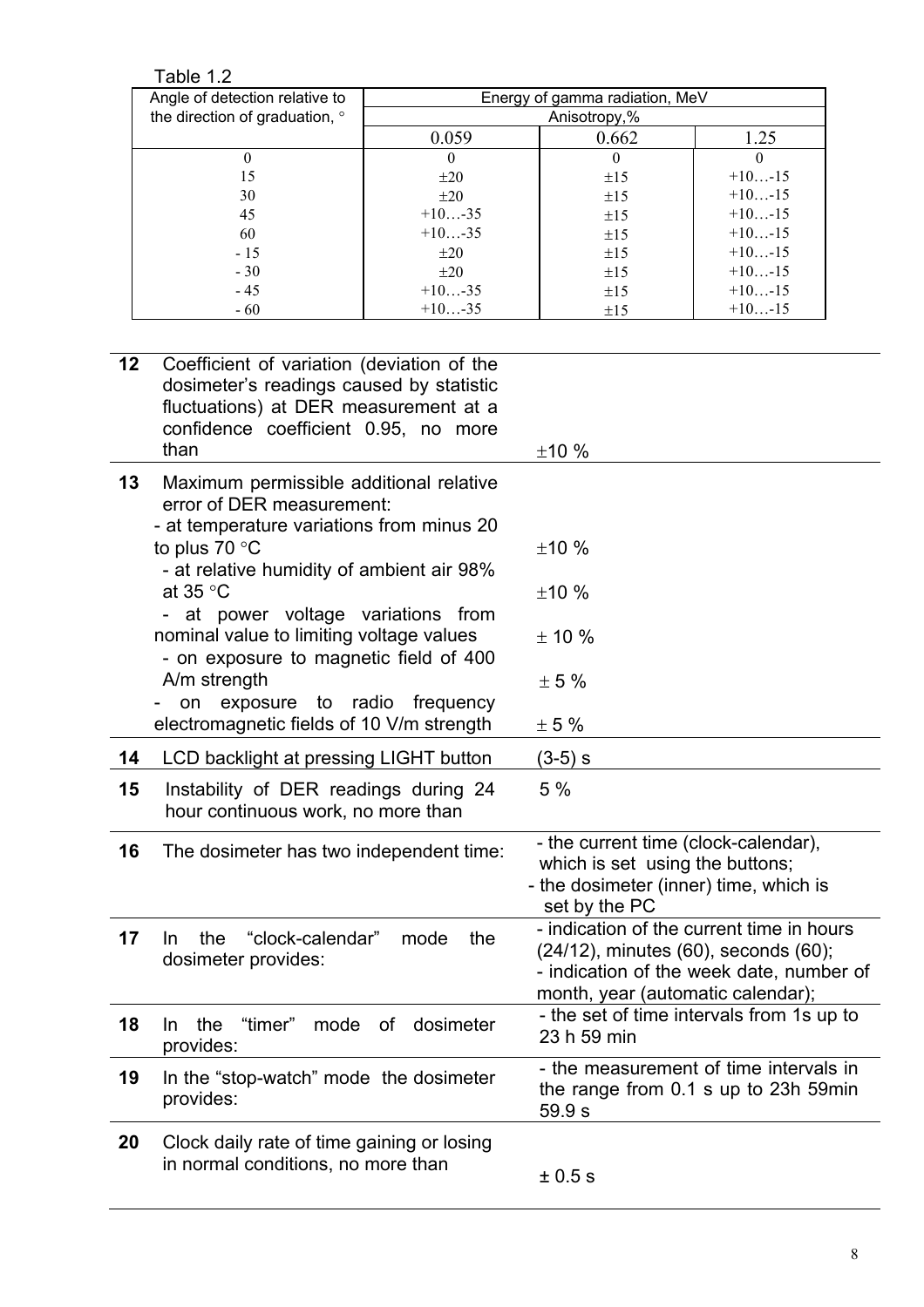Table 1.2

| Angle of detection relative to the direction of graduation, ° | Energy of gamma radiation, MeV | | |
|---|---|---|---|
| | Anisotropy,% | | |
| | 0.059 | 0.662 | 1.25 |
| 0 | 0 | 0 | 0 |
| 15 | ±20 | ±15 | +10…-15 |
| 30 | ±20 | ±15 | +10…-15 |
| 45 | +10…-35 | ±15 | +10…-15 |
| 60 | +10…-35 | ±15 | +10…-15 |
| - 15 | ±20 | ±15 | +10…-15 |
| - 30 | ±20 | ±15 | +10…-15 |
| - 45 | +10…-35 | ±15 | +10…-15 |
| - 60 | +10…-35 | ±15 | +10…-15 |

| | | |
|---|---|---|
| **12** | Coefficient of variation (deviation of the dosimeter's readings caused by statistic fluctuations) at DER measurement at a confidence coefficient 0.95, no more than | ±10 % |
| **13** | Maximum permissible additional relative error of DER measurement:<br>- at temperature variations from minus 20 to plus 70 °C<br>- at relative humidity of ambient air 98% at 35 °C<br>- at power voltage variations from nominal value to limiting voltage values<br>- on exposure to magnetic field of 400 A/m strength<br>- on exposure to radio frequency electromagnetic fields of 10 V/m strength | <br><br>±10 %<br>±10 %<br>± 10 %<br>± 5 %<br>± 5 % |
| **14** | LCD backlight at pressing LIGHT button | (3-5) s |
| **15** | Instability of DER readings during 24 hour continuous work, no more than | 5 % |
| **16** | The dosimeter has two independent time: | - the current time (clock-calendar), which is set using the buttons;<br>- the dosimeter (inner) time, which is set by the PC |
| **17** | In the "clock-calendar" mode the dosimeter provides: | - indication of the current time in hours (24/12), minutes (60), seconds (60);<br>- indication of the week date, number of month, year (automatic calendar); |
| **18** | In the "timer" mode of dosimeter provides: | - the set of time intervals from 1s up to 23 h 59 min |
| **19** | In the "stop-watch" mode the dosimeter provides: | - the measurement of time intervals in the range from 0.1 s up to 23h 59min 59.9 s |
| **20** | Clock daily rate of time gaining or losing in normal conditions, no more than | ± 0.5 s |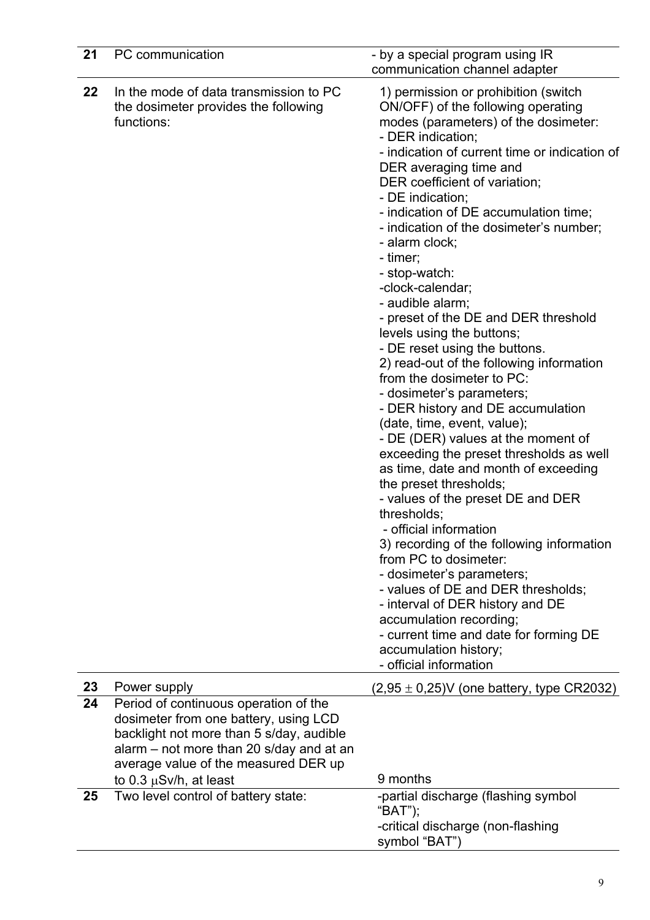| | | |
|---|---|---|
| **21** | PC communication | - by a special program using IR communication channel adapter |
| **22** | In the mode of data transmission to PC the dosimeter provides the following functions: | 1) permission or prohibition (switch ON/OFF) of the following operating modes (parameters) of the dosimeter:<br>- DER indication;<br>- indication of current time or indication of DER averaging time and DER coefficient of variation;<br>- DE indication;<br>- indication of DE accumulation time;<br>- indication of the dosimeter's number;<br>- alarm clock;<br>- timer;<br>- stop-watch:<br>-clock-calendar;<br>- audible alarm;<br>- preset of the DE and DER threshold levels using the buttons;<br>- DE reset using the buttons.<br>2) read-out of the following information from the dosimeter to PC:<br>- dosimeter's parameters;<br>- DER history and DE accumulation (date, time, event, value);<br>- DE (DER) values at the moment of exceeding the preset thresholds as well as time, date and month of exceeding the preset thresholds;<br>- values of the preset DE and DER thresholds;<br>- official information<br>3) recording of the following information from PC to dosimeter:<br>- dosimeter's parameters;<br>- values of DE and DER thresholds;<br>- interval of DER history and DE accumulation recording;<br>- current time and date for forming DE accumulation history;<br>- official information |
| **23** | Power supply | $(2{,}95 \pm 0{,}25)$V (one battery, type CR2032) |
| **24** | Period of continuous operation of the dosimeter from one battery, using LCD backlight not more than 5 s/day, audible alarm – not more than 20 s/day and at an average value of the measured DER up to 0.3 $\mu$Sv/h, at least | 9 months |
| **25** | Two level control of battery state: | -partial discharge (flashing symbol "BAT");<br>-critical discharge (non-flashing symbol "BAT") |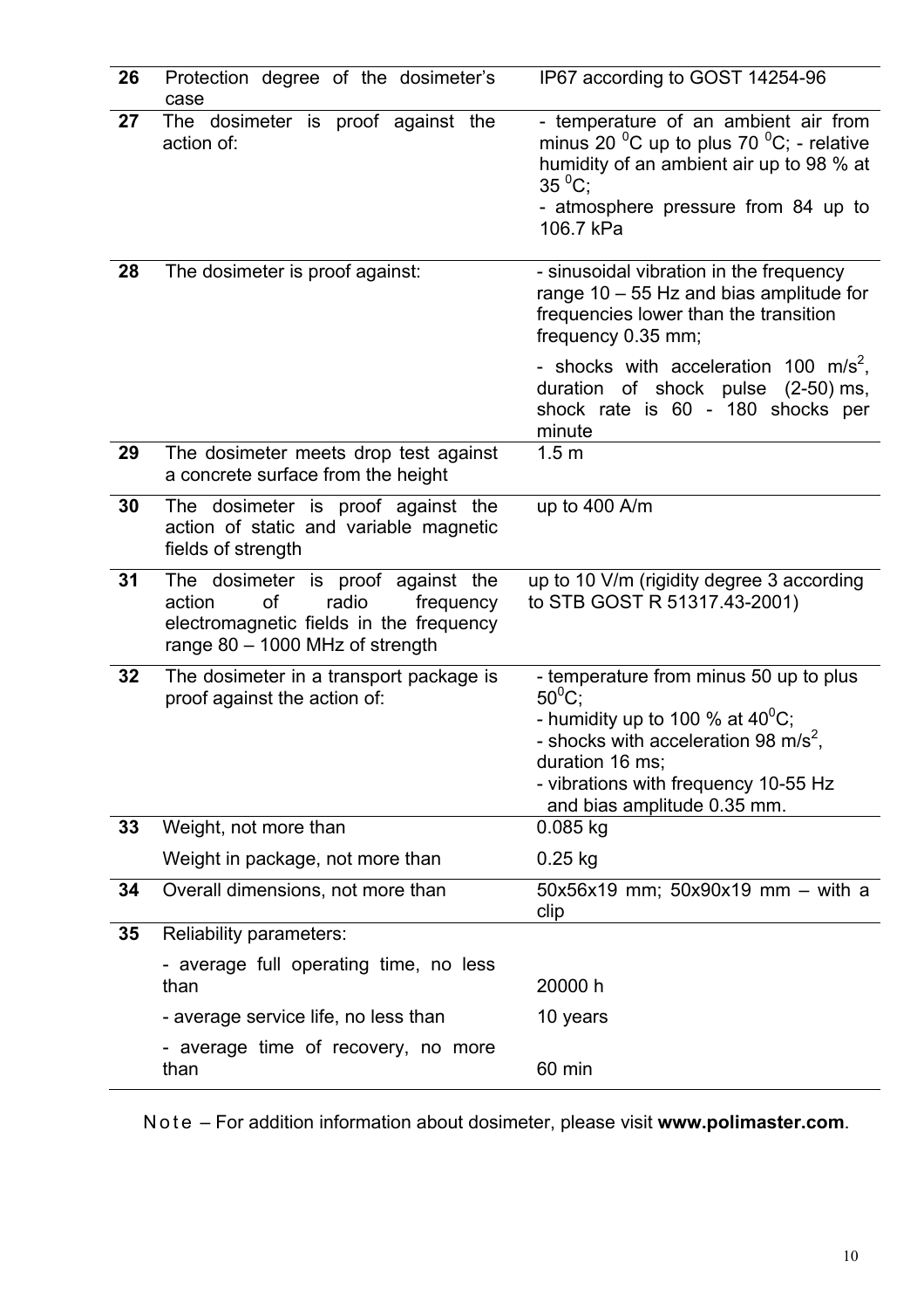| | | |
|---|---|---|
| **26** | Protection degree of the dosimeter's case | IP67 according to GOST 14254-96 |
| **27** | The dosimeter is proof against the action of: | - temperature of an ambient air from minus 20 $^0$C up to plus 70 $^0$C; - relative humidity of an ambient air up to 98 % at 35 $^0$C;<br>- atmosphere pressure from 84 up to 106.7 kPa |
| **28** | The dosimeter is proof against: | - sinusoidal vibration in the frequency range 10 – 55 Hz and bias amplitude for frequencies lower than the transition frequency 0.35 mm;<br>- shocks with acceleration 100 m/s$^2$, duration of shock pulse (2-50) ms, shock rate is 60 - 180 shocks per minute |
| **29** | The dosimeter meets drop test against a concrete surface from the height | 1.5 m |
| **30** | The dosimeter is proof against the action of static and variable magnetic fields of strength | up to 400 A/m |
| **31** | The dosimeter is proof against the action of radio frequency electromagnetic fields in the frequency range 80 – 1000 MHz of strength | up to 10 V/m (rigidity degree 3 according to STB GOST R 51317.43-2001) |
| **32** | The dosimeter in a transport package is proof against the action of: | - temperature from minus 50 up to plus 50$^0$C;<br>- humidity up to 100 % at 40$^0$C;<br>- shocks with acceleration 98 m/s$^2$, duration 16 ms;<br>- vibrations with frequency 10-55 Hz and bias amplitude 0.35 mm. |
| **33** | Weight, not more than | 0.085 kg |
| | Weight in package, not more than | 0.25 kg |
| **34** | Overall dimensions, not more than | 50x56x19 mm; 50x90x19 mm – with a clip |
| **35** | Reliability parameters: | |
| | - average full operating time, no less than | 20000 h |
| | - average service life, no less than | 10 years |
| | - average time of recovery, no more than | 60 min |

N o t e – For addition information about dosimeter, please visit **www.polimaster.com**.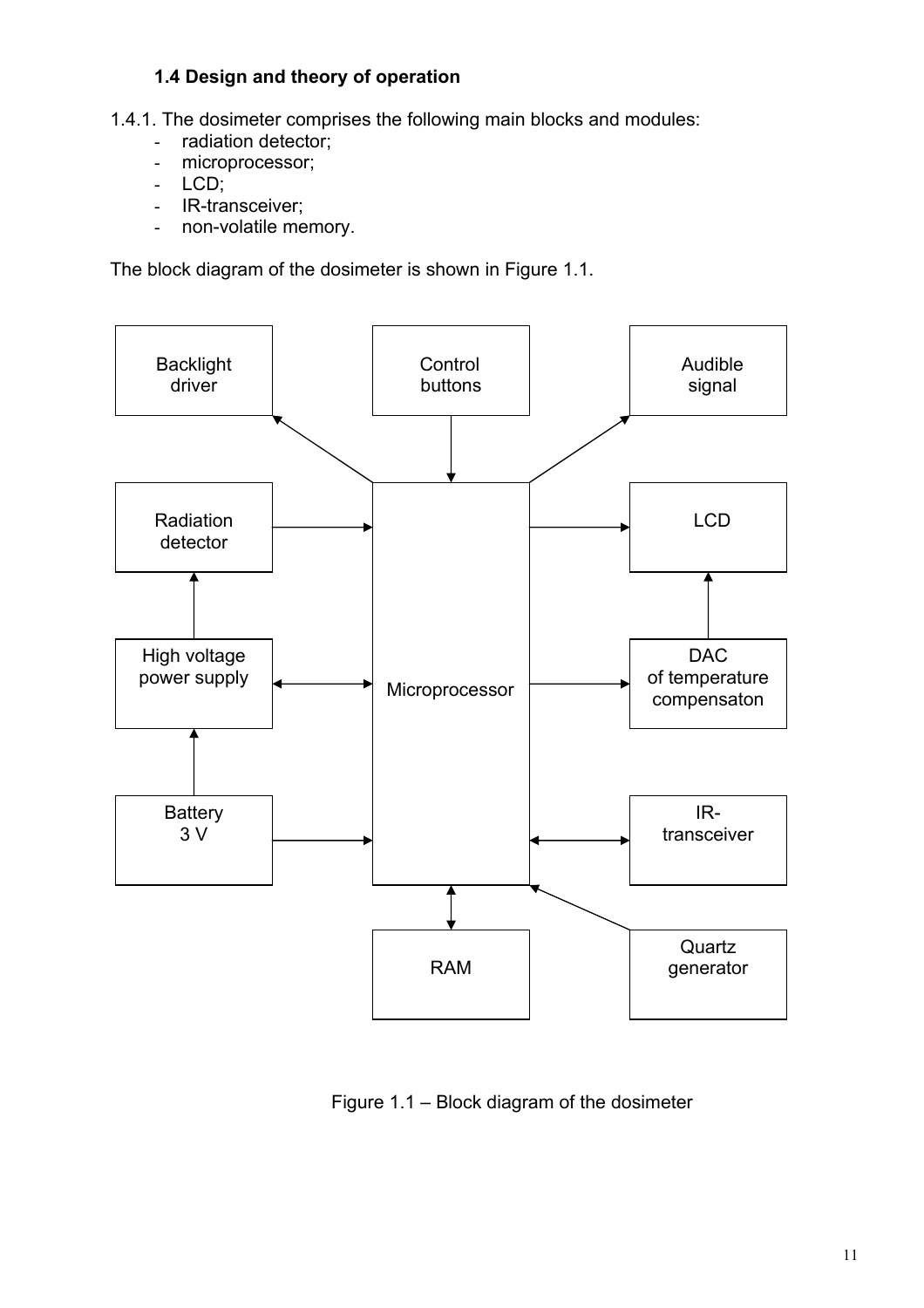### 1.4 Design and theory of operation

1.4.1. The dosimeter comprises the following main blocks and modules:

- radiation detector;
- microprocessor;
- LCD;
- IR-transceiver;
- non-volatile memory.

The block diagram of the dosimeter is shown in Figure 1.1.

Backlight driver

Control buttons

Audible signal

Radiation detector

LCD

High voltage power supply

Microprocessor

DAC of temperature compensaton

Battery 3 V

IR-transceiver

RAM

Quartz generator

Figure 1.1 – Block diagram of the dosimeter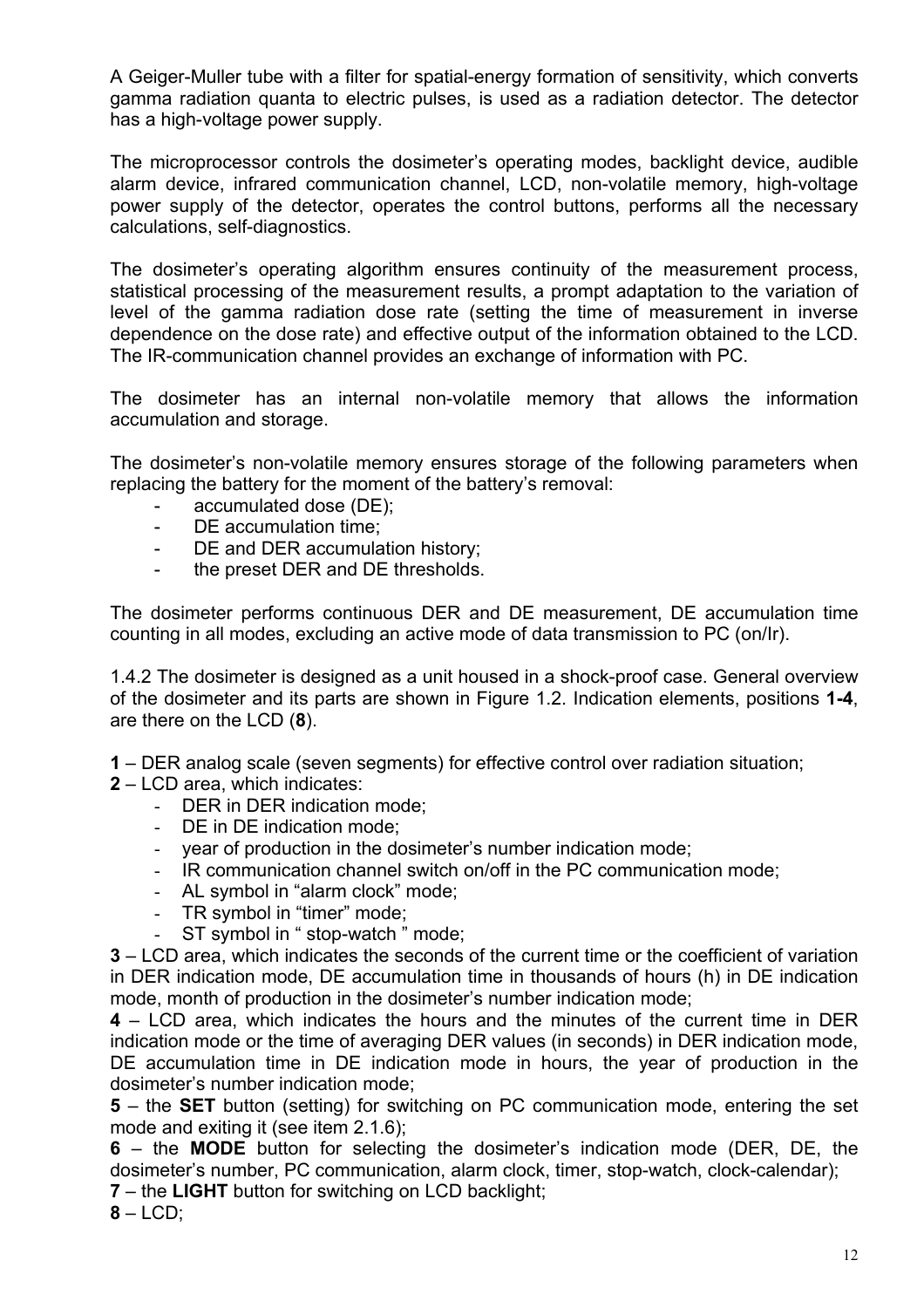A Geiger-Muller tube with a filter for spatial-energy formation of sensitivity, which converts gamma radiation quanta to electric pulses, is used as a radiation detector. The detector has a high-voltage power supply.

The microprocessor controls the dosimeter's operating modes, backlight device, audible alarm device, infrared communication channel, LCD, non-volatile memory, high-voltage power supply of the detector, operates the control buttons, performs all the necessary calculations, self-diagnostics.

The dosimeter's operating algorithm ensures continuity of the measurement process, statistical processing of the measurement results, a prompt adaptation to the variation of level of the gamma radiation dose rate (setting the time of measurement in inverse dependence on the dose rate) and effective output of the information obtained to the LCD. The IR-communication channel provides an exchange of information with PC.

The dosimeter has an internal non-volatile memory that allows the information accumulation and storage.

The dosimeter's non-volatile memory ensures storage of the following parameters when replacing the battery for the moment of the battery's removal:

- accumulated dose (DE);
- DE accumulation time;
- DE and DER accumulation history;
- the preset DER and DE thresholds.

The dosimeter performs continuous DER and DE measurement, DE accumulation time counting in all modes, excluding an active mode of data transmission to PC (on/Ir).

1.4.2 The dosimeter is designed as a unit housed in a shock-proof case. General overview of the dosimeter and its parts are shown in Figure 1.2. Indication elements, positions **1-4**, are there on the LCD (**8**).

**1** – DER analog scale (seven segments) for effective control over radiation situation;

**2** – LCD area, which indicates:

- DER in DER indication mode;
- DE in DE indication mode;
- year of production in the dosimeter's number indication mode;
- IR communication channel switch on/off in the PC communication mode;
- AL symbol in "alarm clock" mode;
- TR symbol in "timer" mode;
- ST symbol in " stop-watch " mode;

**3** – LCD area, which indicates the seconds of the current time or the coefficient of variation in DER indication mode, DE accumulation time in thousands of hours (h) in DE indication mode, month of production in the dosimeter's number indication mode;

**4** – LCD area, which indicates the hours and the minutes of the current time in DER indication mode or the time of averaging DER values (in seconds) in DER indication mode, DE accumulation time in DE indication mode in hours, the year of production in the dosimeter's number indication mode;

**5** – the **SET** button (setting) for switching on PC communication mode, entering the set mode and exiting it (see item 2.1.6);

**6** – the **MODE** button for selecting the dosimeter's indication mode (DER, DE, the dosimeter's number, PC communication, alarm clock, timer, stop-watch, clock-calendar);

**7** – the **LIGHT** button for switching on LCD backlight;

**8** – LCD;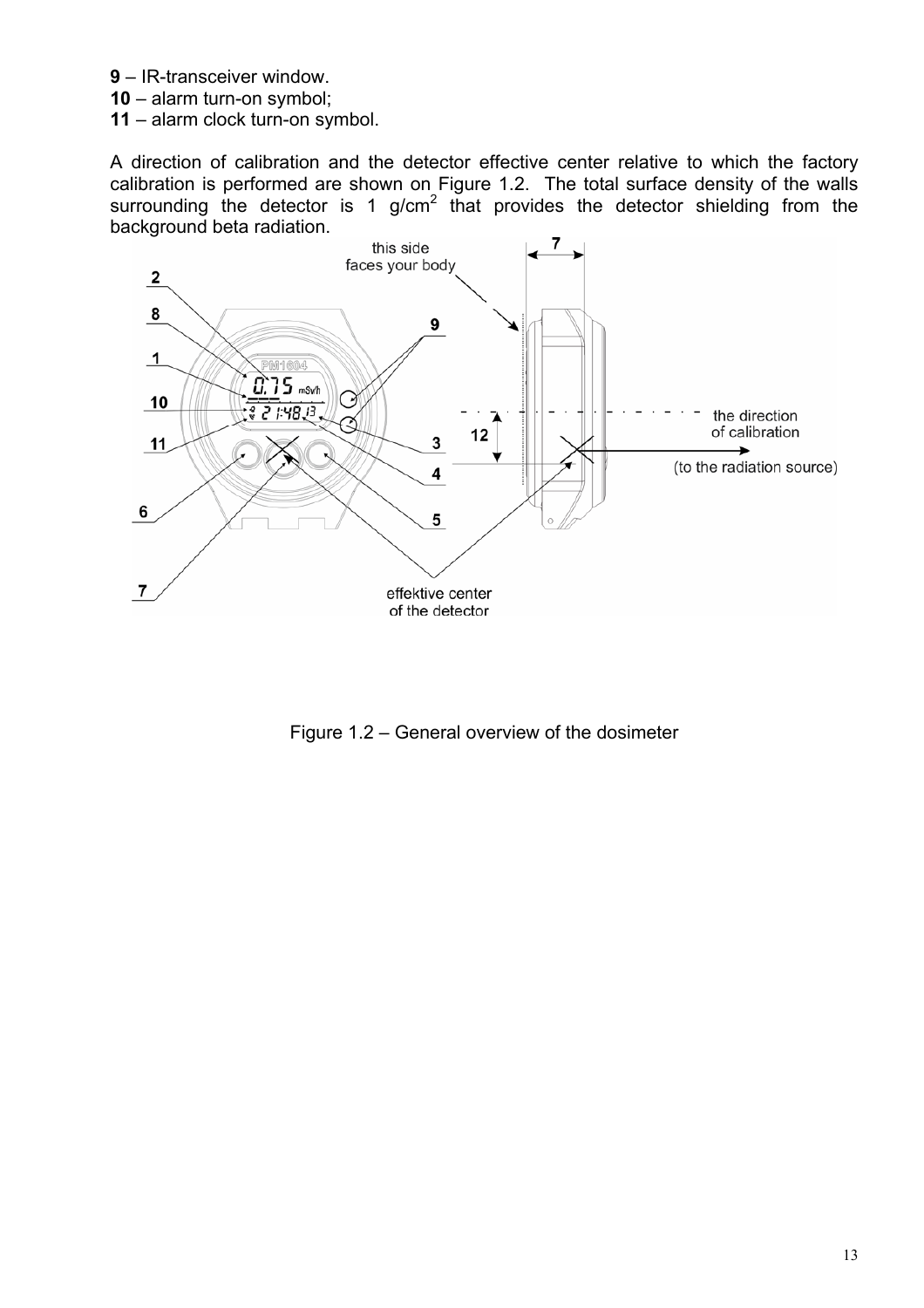**9** – IR-transceiver window.
**10** – alarm turn-on symbol;
**11** – alarm clock turn-on symbol.

A direction of calibration and the detector effective center relative to which the factory calibration is performed are shown on Figure 1.2. The total surface density of the walls surrounding the detector is 1 $g/cm^2$ that provides the detector shielding from the background beta radiation.

Figure 1.2 – General overview of the dosimeter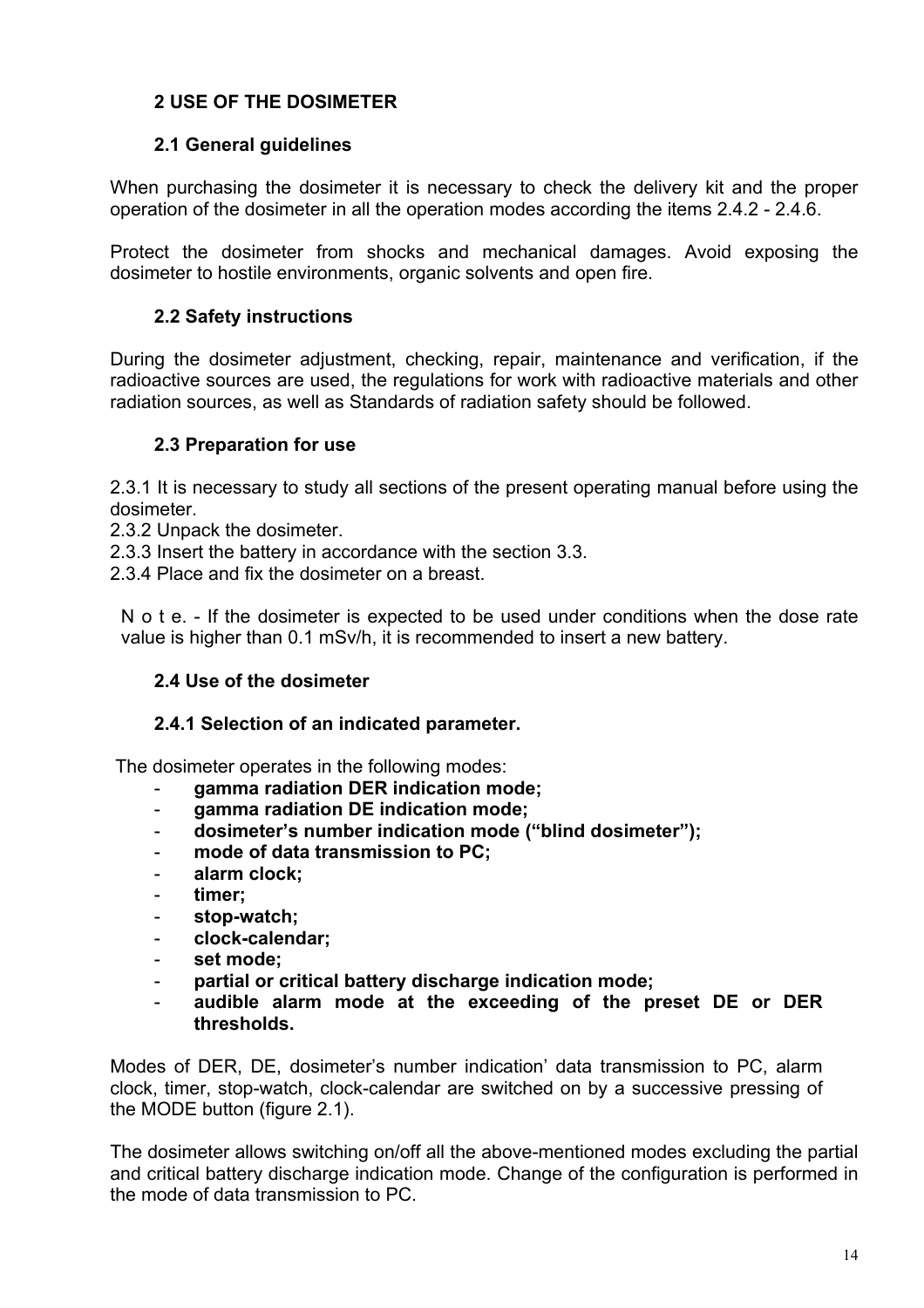## 2 USE OF THE DOSIMETER

### 2.1 General guidelines

When purchasing the dosimeter it is necessary to check the delivery kit and the proper operation of the dosimeter in all the operation modes according the items 2.4.2 - 2.4.6.

Protect the dosimeter from shocks and mechanical damages. Avoid exposing the dosimeter to hostile environments, organic solvents and open fire.

### 2.2 Safety instructions

During the dosimeter adjustment, checking, repair, maintenance and verification, if the radioactive sources are used, the regulations for work with radioactive materials and other radiation sources, as well as Standards of radiation safety should be followed.

### 2.3 Preparation for use

2.3.1 It is necessary to study all sections of the present operating manual before using the dosimeter.
2.3.2 Unpack the dosimeter.
2.3.3 Insert the battery in accordance with the section 3.3.
2.3.4 Place and fix the dosimeter on a breast.

N o t e. - If the dosimeter is expected to be used under conditions when the dose rate value is higher than 0.1 mSv/h, it is recommended to insert a new battery.

### 2.4 Use of the dosimeter

#### 2.4.1 Selection of an indicated parameter.

The dosimeter operates in the following modes:

- **gamma radiation DER indication mode;**
- **gamma radiation DE indication mode;**
- **dosimeter's number indication mode ("blind dosimeter");**
- **mode of data transmission to PC;**
- **alarm clock;**
- **timer;**
- **stop-watch;**
- **clock-calendar;**
- **set mode;**
- **partial or critical battery discharge indication mode;**
- **audible alarm mode at the exceeding of the preset DE or DER thresholds.**

Modes of DER, DE, dosimeter's number indication' data transmission to PC, alarm clock, timer, stop-watch, clock-calendar are switched on by a successive pressing of the MODE button (figure 2.1).

The dosimeter allows switching on/off all the above-mentioned modes excluding the partial and critical battery discharge indication mode. Change of the configuration is performed in the mode of data transmission to PC.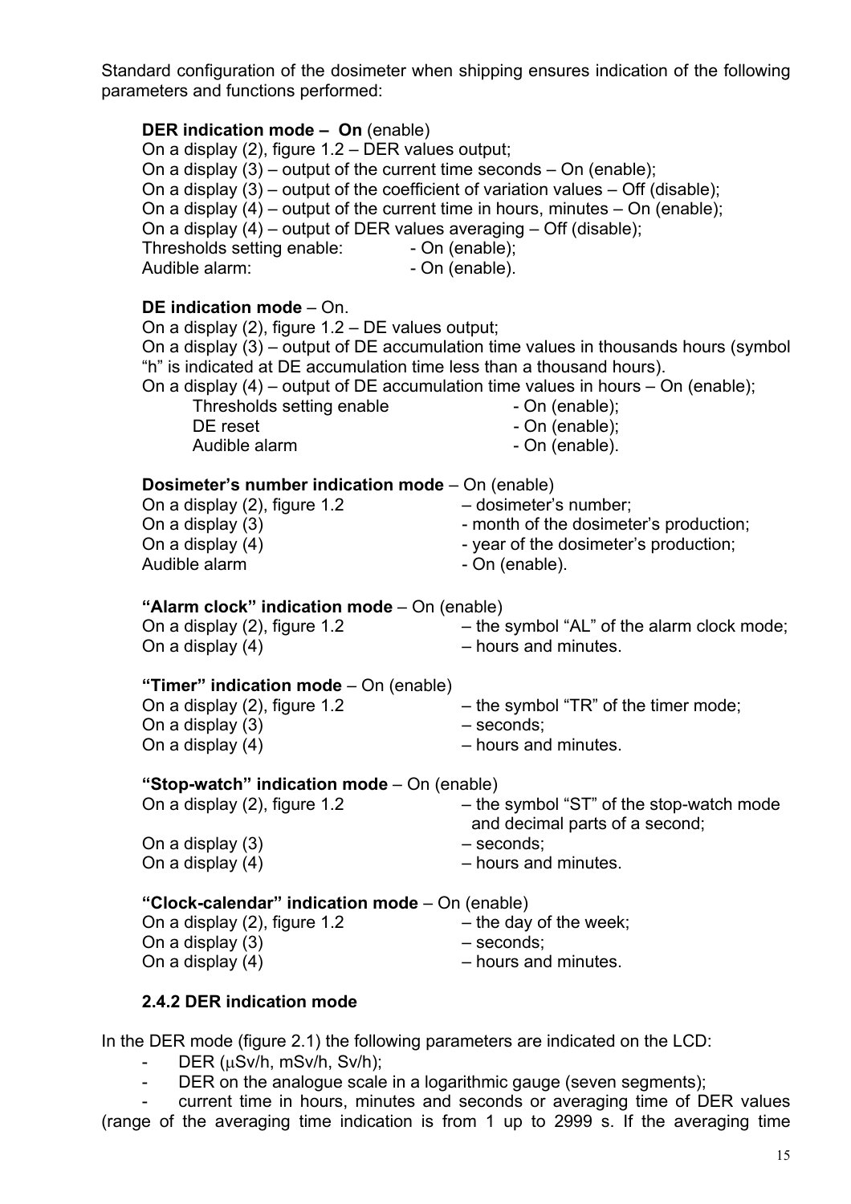Standard configuration of the dosimeter when shipping ensures indication of the following parameters and functions performed:

**DER indication mode – On** (enable)
On a display (2), figure 1.2 – DER values output;
On a display (3) – output of the current time seconds – On (enable);
On a display (3) – output of the coefficient of variation values – Off (disable);
On a display (4) – output of the current time in hours, minutes – On (enable);
On a display (4) – output of DER values averaging – Off (disable);
Thresholds setting enable: - On (enable);
Audible alarm: - On (enable).

**DE indication mode** – On.
On a display (2), figure 1.2 – DE values output;
On a display (3) – output of DE accumulation time values in thousands hours (symbol "h" is indicated at DE accumulation time less than a thousand hours).
On a display (4) – output of DE accumulation time values in hours – On (enable);
Thresholds setting enable - On (enable);
DE reset - On (enable);
Audible alarm - On (enable).

**Dosimeter's number indication mode** – On (enable)
On a display (2), figure 1.2 – dosimeter's number;
On a display (3) - month of the dosimeter's production;
On a display (4) - year of the dosimeter's production;
Audible alarm - On (enable).

**"Alarm clock" indication mode** – On (enable)
On a display (2), figure 1.2 – the symbol "AL" of the alarm clock mode;
On a display (4) – hours and minutes.

**"Timer" indication mode** – On (enable)
On a display (2), figure 1.2 – the symbol "TR" of the timer mode;
On a display (3) – seconds;
On a display (4) – hours and minutes.

**"Stop-watch" indication mode** – On (enable)
On a display (2), figure 1.2 – the symbol "ST" of the stop-watch mode and decimal parts of a second;
On a display (3) – seconds;
On a display (4) – hours and minutes.

**"Clock-calendar" indication mode** – On (enable)
On a display (2), figure 1.2 – the day of the week;
On a display (3) – seconds;
On a display (4) – hours and minutes.

### 2.4.2 DER indication mode

In the DER mode (figure 2.1) the following parameters are indicated on the LCD:

- DER (μSv/h, mSv/h, Sv/h);
- DER on the analogue scale in a logarithmic gauge (seven segments);
- current time in hours, minutes and seconds or averaging time of DER values (range of the averaging time indication is from 1 up to 2999 s. If the averaging time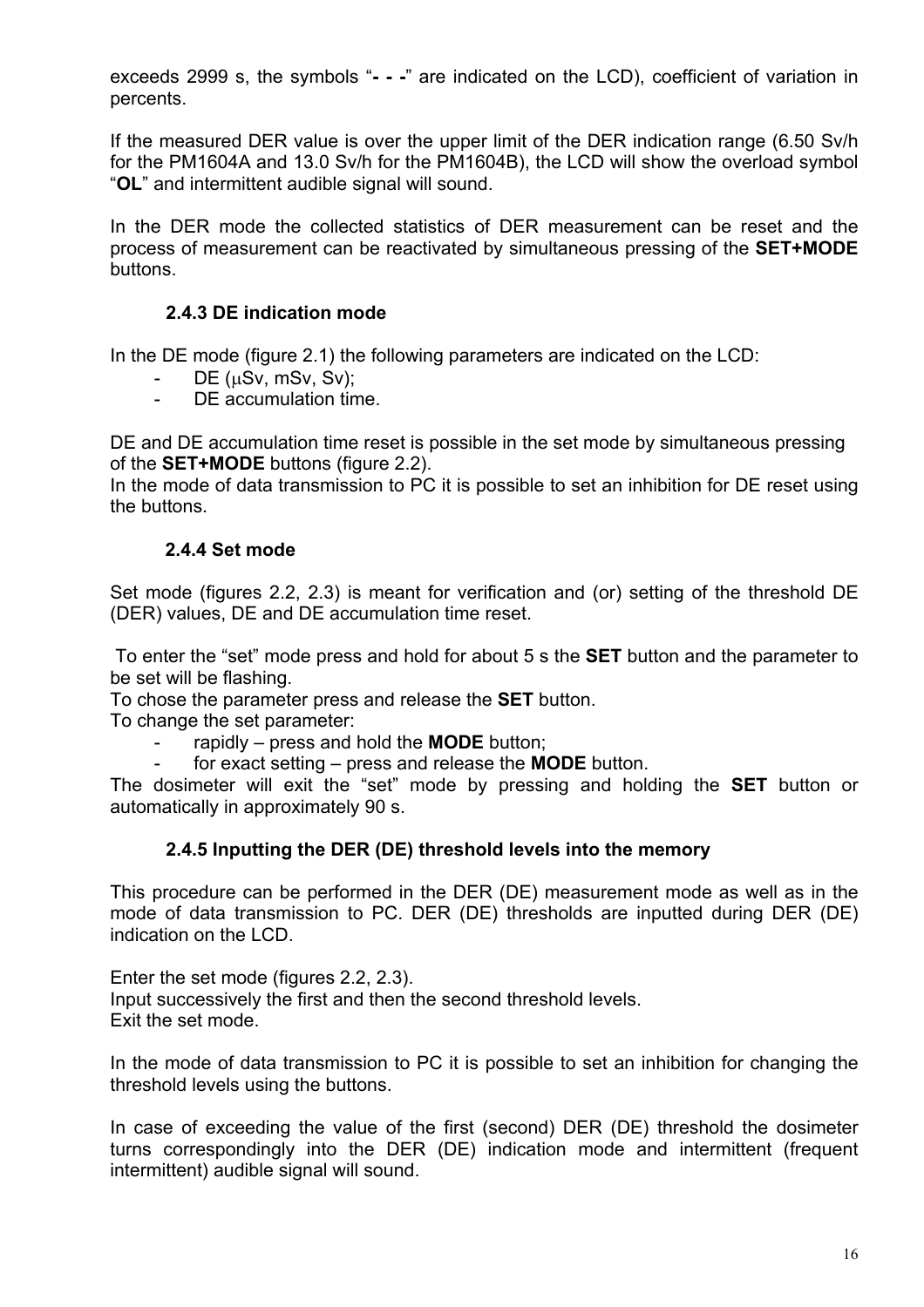exceeds 2999 s, the symbols "**- - -**" are indicated on the LCD), coefficient of variation in percents.

If the measured DER value is over the upper limit of the DER indication range (6.50 Sv/h for the PM1604A and 13.0 Sv/h for the PM1604B), the LCD will show the overload symbol "**OL**" and intermittent audible signal will sound.

In the DER mode the collected statistics of DER measurement can be reset and the process of measurement can be reactivated by simultaneous pressing of the **SET+MODE** buttons.

### 2.4.3 DE indication mode

In the DE mode (figure 2.1) the following parameters are indicated on the LCD:

- DE (μSv, mSv, Sv);
- DE accumulation time.

DE and DE accumulation time reset is possible in the set mode by simultaneous pressing of the **SET+MODE** buttons (figure 2.2).
In the mode of data transmission to PC it is possible to set an inhibition for DE reset using the buttons.

### 2.4.4 Set mode

Set mode (figures 2.2, 2.3) is meant for verification and (or) setting of the threshold DE (DER) values, DE and DE accumulation time reset.

To enter the "set" mode press and hold for about 5 s the **SET** button and the parameter to be set will be flashing.
To chose the parameter press and release the **SET** button.
To change the set parameter:

- rapidly – press and hold the **MODE** button;
- for exact setting – press and release the **MODE** button.

The dosimeter will exit the "set" mode by pressing and holding the **SET** button or automatically in approximately 90 s.

### 2.4.5 Inputting the DER (DE) threshold levels into the memory

This procedure can be performed in the DER (DE) measurement mode as well as in the mode of data transmission to PC. DER (DE) thresholds are inputted during DER (DE) indication on the LCD.

Enter the set mode (figures 2.2, 2.3).
Input successively the first and then the second threshold levels.
Exit the set mode.

In the mode of data transmission to PC it is possible to set an inhibition for changing the threshold levels using the buttons.

In case of exceeding the value of the first (second) DER (DE) threshold the dosimeter turns correspondingly into the DER (DE) indication mode and intermittent (frequent intermittent) audible signal will sound.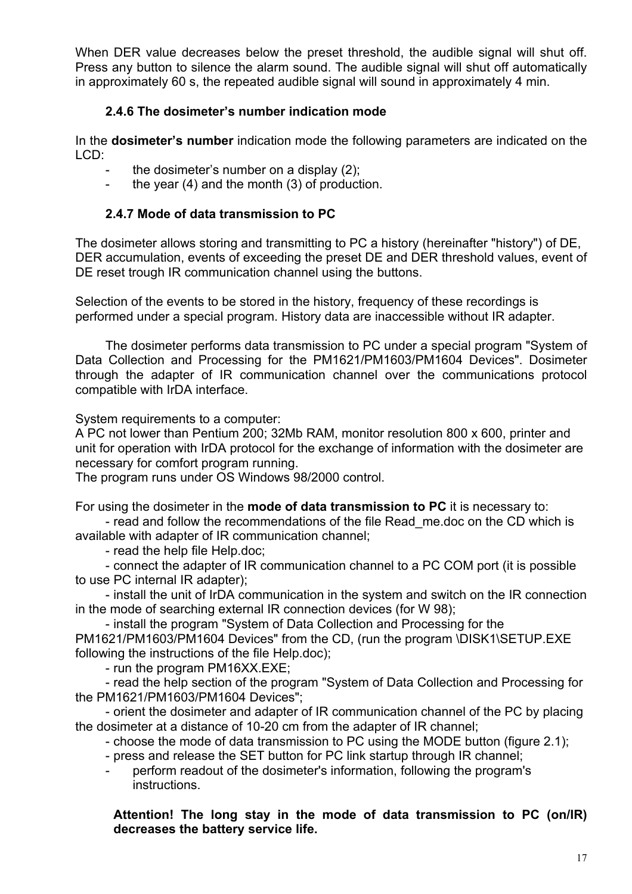When DER value decreases below the preset threshold, the audible signal will shut off. Press any button to silence the alarm sound. The audible signal will shut off automatically in approximately 60 s, the repeated audible signal will sound in approximately 4 min.

### 2.4.6 The dosimeter's number indication mode

In the **dosimeter's number** indication mode the following parameters are indicated on the LCD:

- the dosimeter's number on a display (2);
- the year (4) and the month (3) of production.

### 2.4.7 Mode of data transmission to PC

The dosimeter allows storing and transmitting to PC a history (hereinafter "history") of DE, DER accumulation, events of exceeding the preset DE and DER threshold values, event of DE reset trough IR communication channel using the buttons.

Selection of the events to be stored in the history, frequency of these recordings is performed under a special program. History data are inaccessible without IR adapter.

The dosimeter performs data transmission to PC under a special program "System of Data Collection and Processing for the PM1621/PM1603/PM1604 Devices". Dosimeter through the adapter of IR communication channel over the communications protocol compatible with IrDA interface.

System requirements to a computer:
A PC not lower than Pentium 200; 32Mb RAM, monitor resolution 800 x 600, printer and unit for operation with IrDA protocol for the exchange of information with the dosimeter are necessary for comfort program running.
The program runs under OS Windows 98/2000 control.

For using the dosimeter in the **mode of data transmission to PC** it is necessary to:

- read and follow the recommendations of the file Read_me.doc on the CD which is available with adapter of IR communication channel;
- read the help file Help.doc;
- connect the adapter of IR communication channel to a PC COM port (it is possible to use PC internal IR adapter);
- install the unit of IrDA communication in the system and switch on the IR connection in the mode of searching external IR connection devices (for W 98);
- install the program "System of Data Collection and Processing for the PM1621/PM1603/PM1604 Devices" from the CD, (run the program \DISK1\SETUP.EXE following the instructions of the file Help.doc);
- run the program PM16XX.EXE;
- read the help section of the program "System of Data Collection and Processing for the PM1621/PM1603/PM1604 Devices";
- orient the dosimeter and adapter of IR communication channel of the PC by placing the dosimeter at a distance of 10-20 cm from the adapter of IR channel;
- choose the mode of data transmission to PC using the MODE button (figure 2.1);
- press and release the SET button for PC link startup through IR channel;
- perform readout of the dosimeter's information, following the program's instructions.

**Attention! The long stay in the mode of data transmission to PC (on/IR) decreases the battery service life.**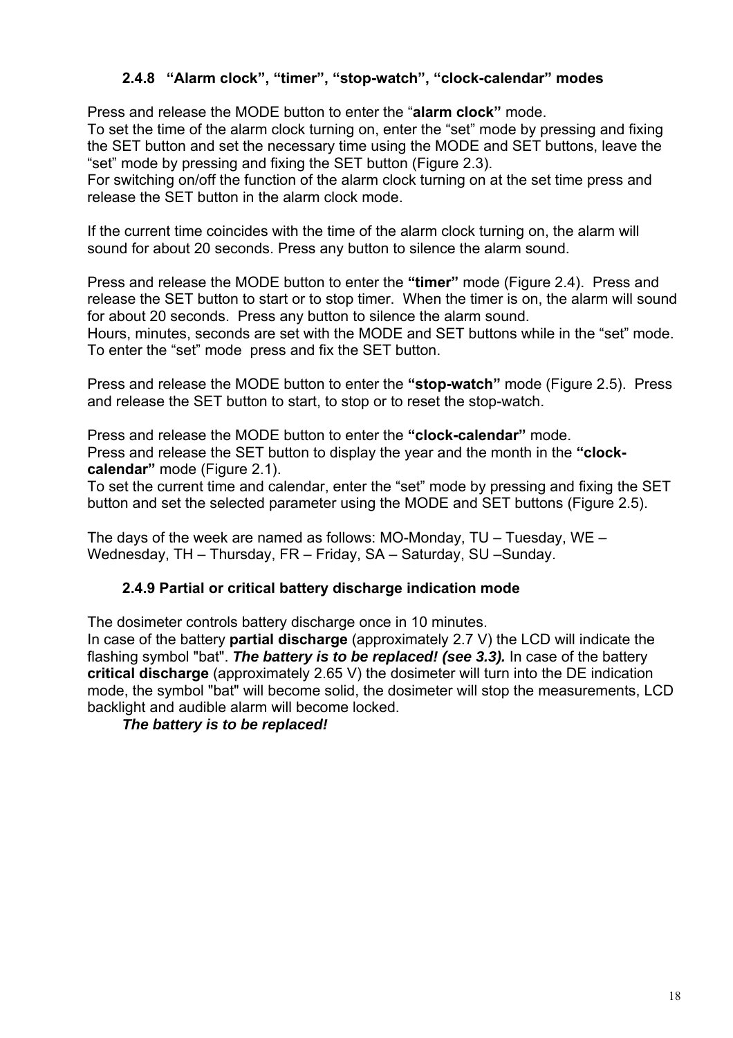### 2.4.8 "Alarm clock", "timer", "stop-watch", "clock-calendar" modes

Press and release the MODE button to enter the "**alarm clock"** mode.
To set the time of the alarm clock turning on, enter the "set" mode by pressing and fixing the SET button and set the necessary time using the MODE and SET buttons, leave the "set" mode by pressing and fixing the SET button (Figure 2.3).
For switching on/off the function of the alarm clock turning on at the set time press and release the SET button in the alarm clock mode.

If the current time coincides with the time of the alarm clock turning on, the alarm will sound for about 20 seconds. Press any button to silence the alarm sound.

Press and release the MODE button to enter the **"timer"** mode (Figure 2.4). Press and release the SET button to start or to stop timer. When the timer is on, the alarm will sound for about 20 seconds. Press any button to silence the alarm sound.
Hours, minutes, seconds are set with the MODE and SET buttons while in the "set" mode. To enter the "set" mode press and fix the SET button.

Press and release the MODE button to enter the **"stop-watch"** mode (Figure 2.5). Press and release the SET button to start, to stop or to reset the stop-watch.

Press and release the MODE button to enter the **"clock-calendar"** mode.
Press and release the SET button to display the year and the month in the **"clock-calendar"** mode (Figure 2.1).
To set the current time and calendar, enter the "set" mode by pressing and fixing the SET button and set the selected parameter using the MODE and SET buttons (Figure 2.5).

The days of the week are named as follows: MO-Monday, TU – Tuesday, WE – Wednesday, TH – Thursday, FR – Friday, SA – Saturday, SU –Sunday.

### 2.4.9 Partial or critical battery discharge indication mode

The dosimeter controls battery discharge once in 10 minutes.
In case of the battery **partial discharge** (approximately 2.7 V) the LCD will indicate the flashing symbol "bat". ***The battery is to be replaced! (see 3.3).*** In case of the battery **critical discharge** (approximately 2.65 V) the dosimeter will turn into the DE indication mode, the symbol "bat" will become solid, the dosimeter will stop the measurements, LCD backlight and audible alarm will become locked.

***The battery is to be replaced!***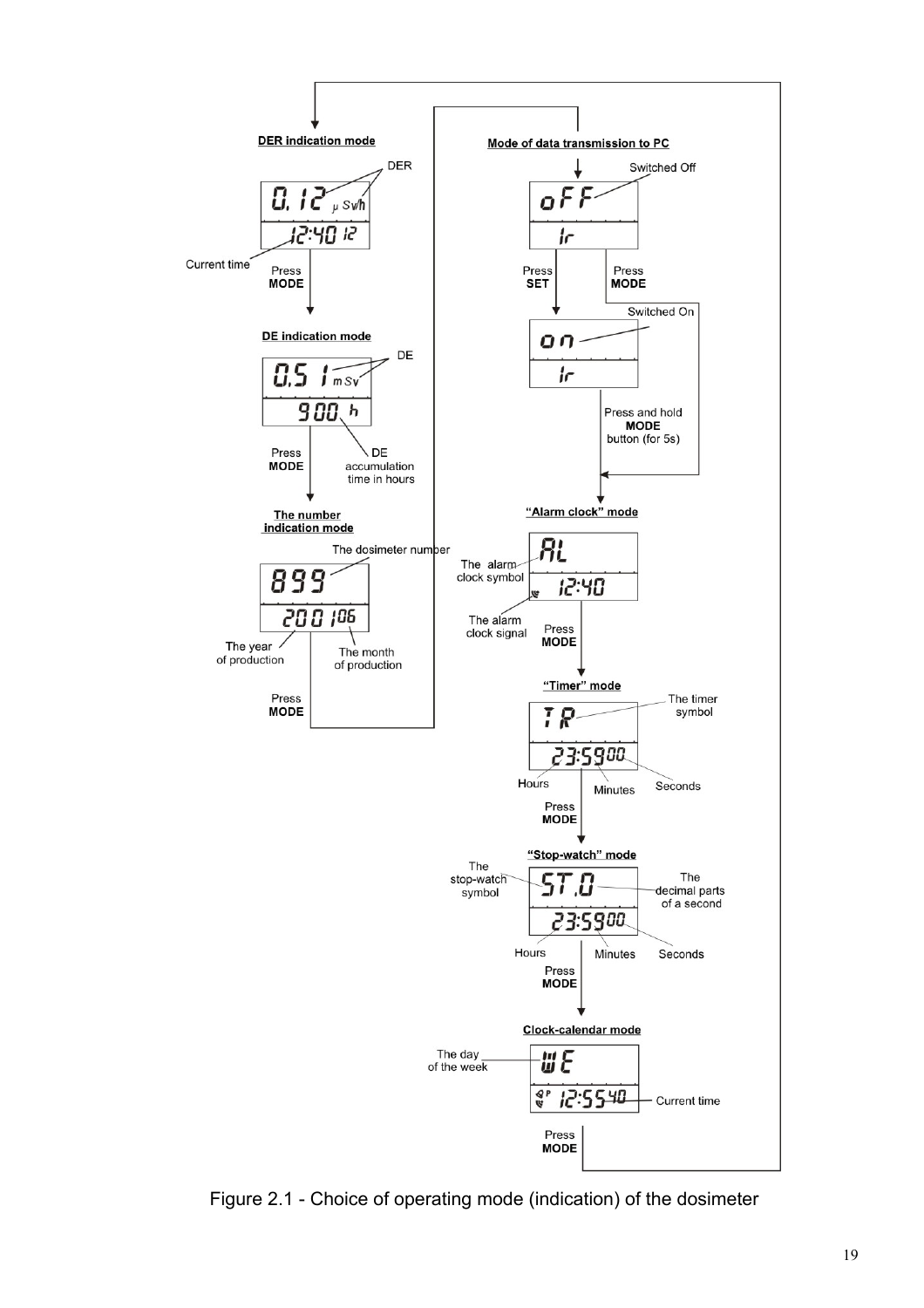**DER indication mode**

DER

0.12 μSv/h

12:40 12

Current time

Press **MODE**

**DE indication mode**

DE

0.51 mSv

900 h

Press **MODE**

DE accumulation time in hours

**The number indication mode**

The dosimeter number

899

200106

The year of production

The month of production

Press **MODE**

**Mode of data transmission to PC**

Switched Off

oFF

Ir

Press **SET**

Press **MODE**

Switched On

on

Ir

Press and hold **MODE** button (for 5s)

**"Alarm clock" mode**

The alarm clock symbol

AL

12:40

The alarm clock signal

Press **MODE**

**"Timer" mode**

TR

The timer symbol

23:59 00

Hours

Minutes

Seconds

Press **MODE**

**"Stop-watch" mode**

The stop-watch symbol

ST.0

The decimal parts of a second

23:59 00

Hours

Minutes

Seconds

Press **MODE**

**Clock-calendar mode**

The day of the week

WE

12:55 40

Current time

Press **MODE**

Figure 2.1 - Choice of operating mode (indication) of the dosimeter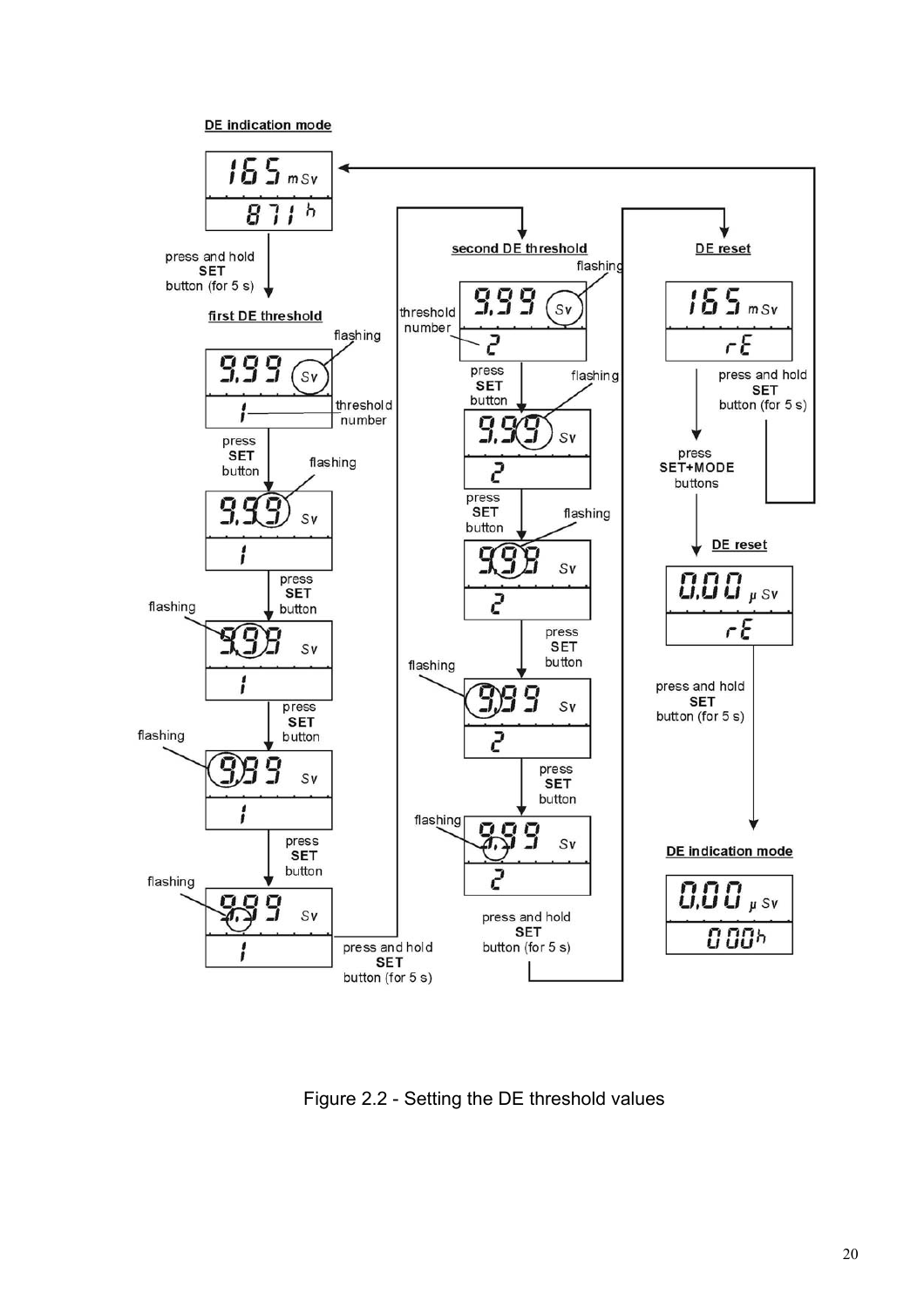DE indication mode

165 mSv
871 h

press and hold **SET** button (for 5 s)

first DE threshold

9.99 Sv (flashing)
1 (threshold number)

press **SET** button

9.99 Sv (flashing)
1

press **SET** button

9.99 Sv (flashing)
1

press **SET** button

9.99 Sv (flashing)
1

press **SET** button

9.99 Sv (flashing)
1

press and hold **SET** button (for 5 s)

second DE threshold

9.99 Sv (flashing)
2 (threshold number)

press **SET** button

9.99 Sv (flashing)
2

press **SET** button

9.99 Sv (flashing)
2

press **SET** button

9.99 Sv (flashing)
2

press **SET** button

9.99 Sv (flashing)
2

press and hold **SET** button (for 5 s)

DE reset

165 mSv
rE

press and hold **SET** button (for 5 s)

press **SET+MODE** buttons

DE reset

0.00 μSv
rE

press and hold **SET** button (for 5 s)

DE indication mode

0.00 μSv
000 h

Figure 2.2 - Setting the DE threshold values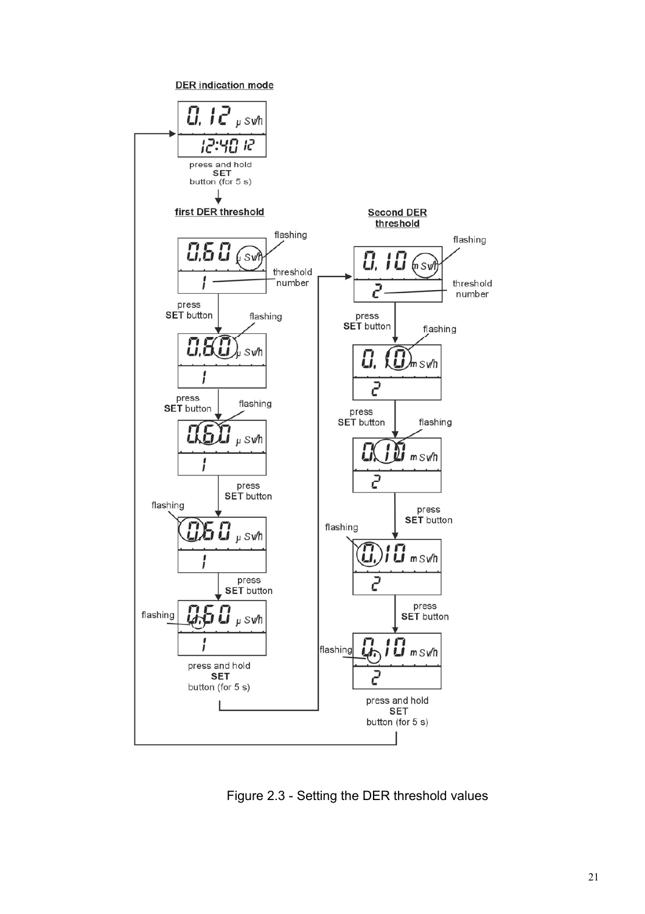DER indication mode

0.12 μSv/h
12:40 12

press and hold **SET** button (for 5 s)

first DER threshold

0.60 μSv/h — flashing
1 — threshold number

press **SET** button

0.60 μSv/h — flashing
1

press **SET** button

0.60 μSv/h — flashing
1

press **SET** button

0.60 μSv/h — flashing
1

press **SET** button

0.60 μSv/h — flashing
1

press and hold **SET** button (for 5 s)

Second DER threshold

0.10 mSv/h — flashing
2 — threshold number

press **SET** button

0.10 mSv/h — flashing
2

press **SET** button

0.10 mSv/h — flashing
2

press **SET** button

0.10 mSv/h — flashing
2

press **SET** button

0.10 mSv/h — flashing
2

press and hold **SET** button (for 5 s)

Figure 2.3 - Setting the DER threshold values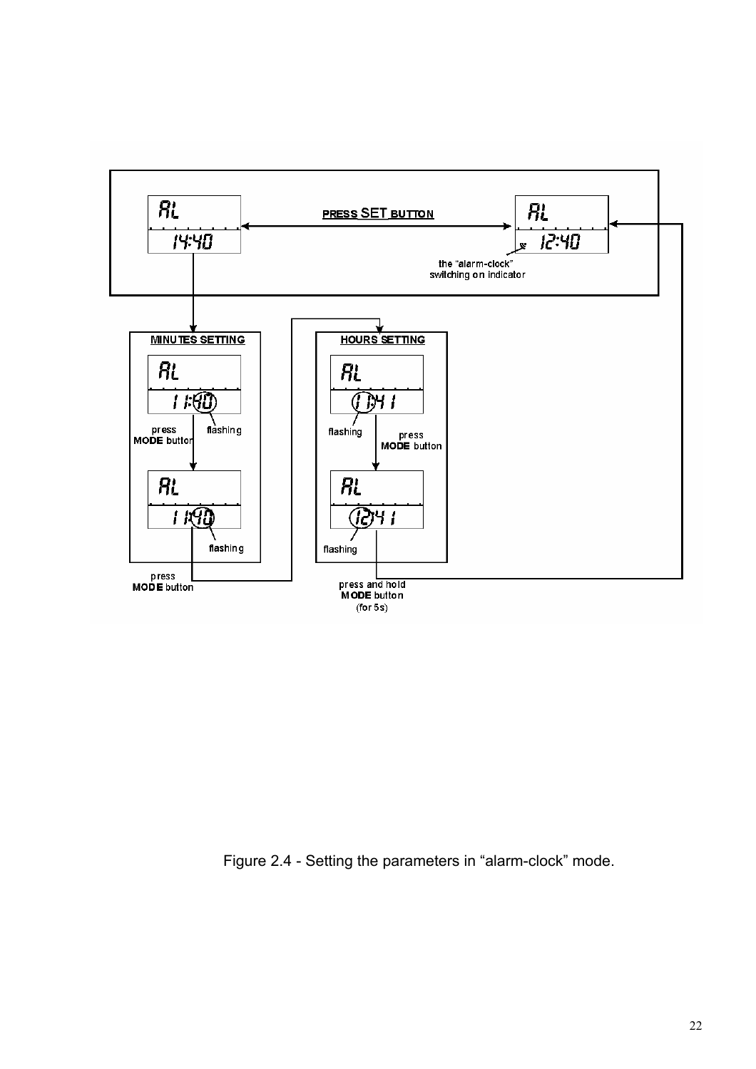PRESS SET BUTTON

AL 14:40

AL 12:40

the "alarm-clock" switching on indicator

MINUTES SETTING

AL 11:40

flashing

press MODE button

AL 11:40

flashing

press MODE button

HOURS SETTING

AL 11:41

flashing

press MODE button

AL 12:41

flashing

press and hold MODE button (for 5s)

Figure 2.4 - Setting the parameters in "alarm-clock" mode.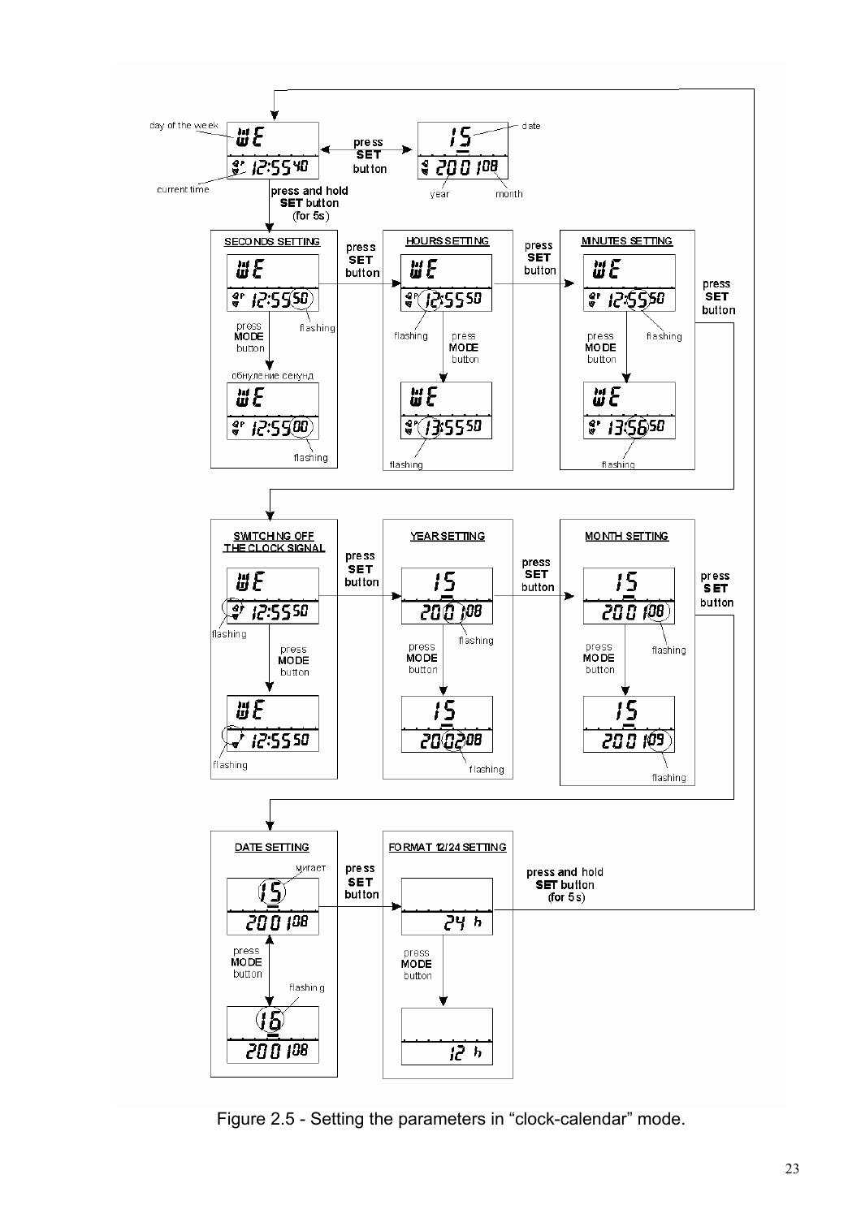day of the week

WE

12:55 40

current time

press **SET** button

15

2001 08

date

year

month

press and hold **SET** button (for 5s)

SECONDS SETTING

WE

12:55 50

flashing

press **MODE** button

обнуление секунд

WE

12:55 00

flashing

press **SET** button

HOURS SETTING

WE

12:55 50

flashing

press **MODE** button

WE

13:55 50

flashing

press **SET** button

MINUTES SETTING

WE

12:55 50

flashing

press **MODE** button

WE

13:56 50

flashing

press **SET** button

SWITCHING OFF THE CLOCK SIGNAL

WE

12:55 50

flashing

press **MODE** button

WE

12:55 50

flashing

press **SET** button

YEAR SETTING

15

2001 08

flashing

press **MODE** button

15

2002 08

flashing

press **SET** button

MONTH SETTING

15

2001 08

flashing

press **MODE** button

15

2001 09

flashing

press **SET** button

DATE SETTING

мигает

15

2001 08

press **MODE** button

flashing

16

2001 08

press **SET** button

FORMAT 12/24 SETTING

24 h

press **MODE** button

12 h

press and hold **SET** button (for 5s)

Figure 2.5 - Setting the parameters in “clock-calendar” mode.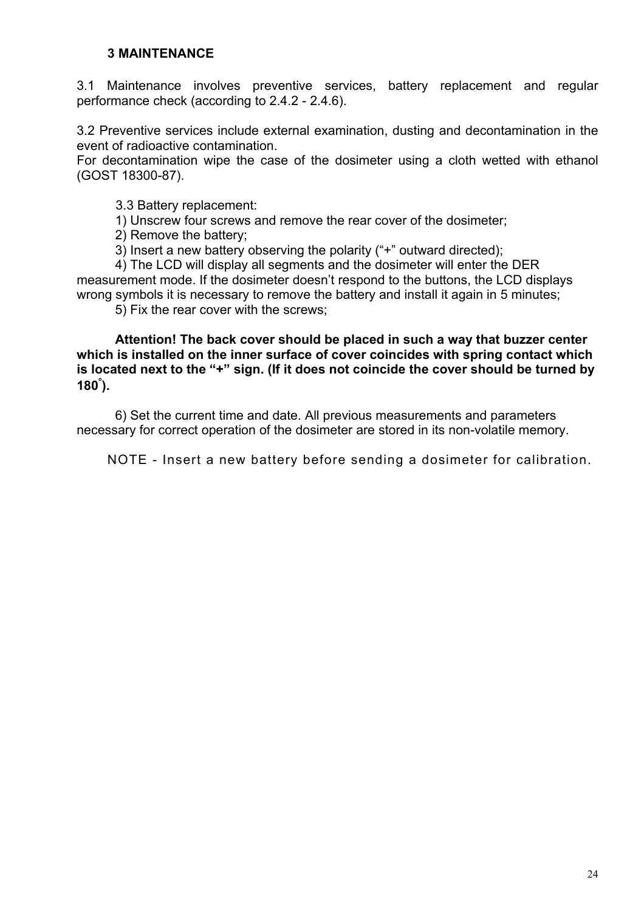## 3 MAINTENANCE

3.1 Maintenance involves preventive services, battery replacement and regular performance check (according to 2.4.2 - 2.4.6).

3.2 Preventive services include external examination, dusting and decontamination in the event of radioactive contamination.
For decontamination wipe the case of the dosimeter using a cloth wetted with ethanol (GOST 18300-87).

3.3 Battery replacement:

1) Unscrew four screws and remove the rear cover of the dosimeter;

2) Remove the battery;

3) Insert a new battery observing the polarity ("+" outward directed);

4) The LCD will display all segments and the dosimeter will enter the DER measurement mode. If the dosimeter doesn't respond to the buttons, the LCD displays wrong symbols it is necessary to remove the battery and install it again in 5 minutes;

5) Fix the rear cover with the screws;

**Attention! The back cover should be placed in such a way that buzzer center which is installed on the inner surface of cover coincides with spring contact which is located next to the "+" sign. (If it does not coincide the cover should be turned by 180°).**

6) Set the current time and date. All previous measurements and parameters necessary for correct operation of the dosimeter are stored in its non-volatile memory.

NOTE - Insert a new battery before sending a dosimeter for calibration.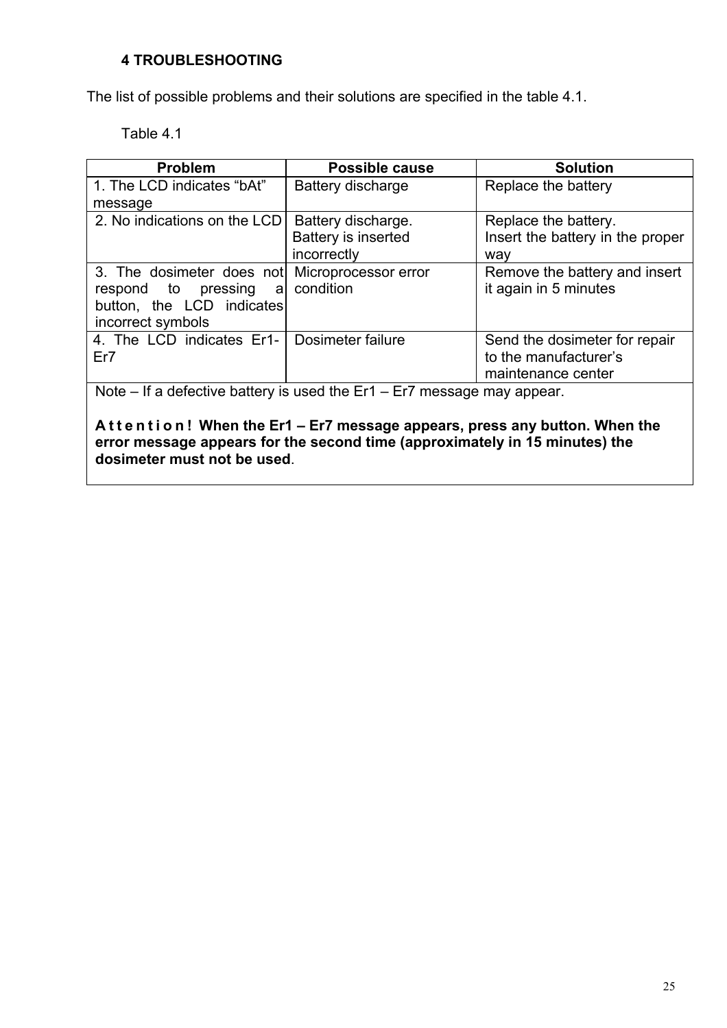## 4 TROUBLESHOOTING

The list of possible problems and their solutions are specified in the table 4.1.

Table 4.1

| Problem | Possible cause | Solution |
|---|---|---|
| 1. The LCD indicates "bAt" message | Battery discharge | Replace the battery |
| 2. No indications on the LCD | Battery discharge.<br>Battery is inserted incorrectly | Replace the battery.<br>Insert the battery in the proper way |
| 3. The dosimeter does not respond to pressing a button, the LCD indicates incorrect symbols | Microprocessor error condition | Remove the battery and insert it again in 5 minutes |
| 4. The LCD indicates Er1-Er7 | Dosimeter failure | Send the dosimeter for repair to the manufacturer's maintenance center |
| Note – If a defective battery is used the Er1 – Er7 message may appear.<br><br>**A t t e n t i o n ! When the Er1 – Er7 message appears, press any button. When the error message appears for the second time (approximately in 15 minutes) the dosimeter must not be used**. | | |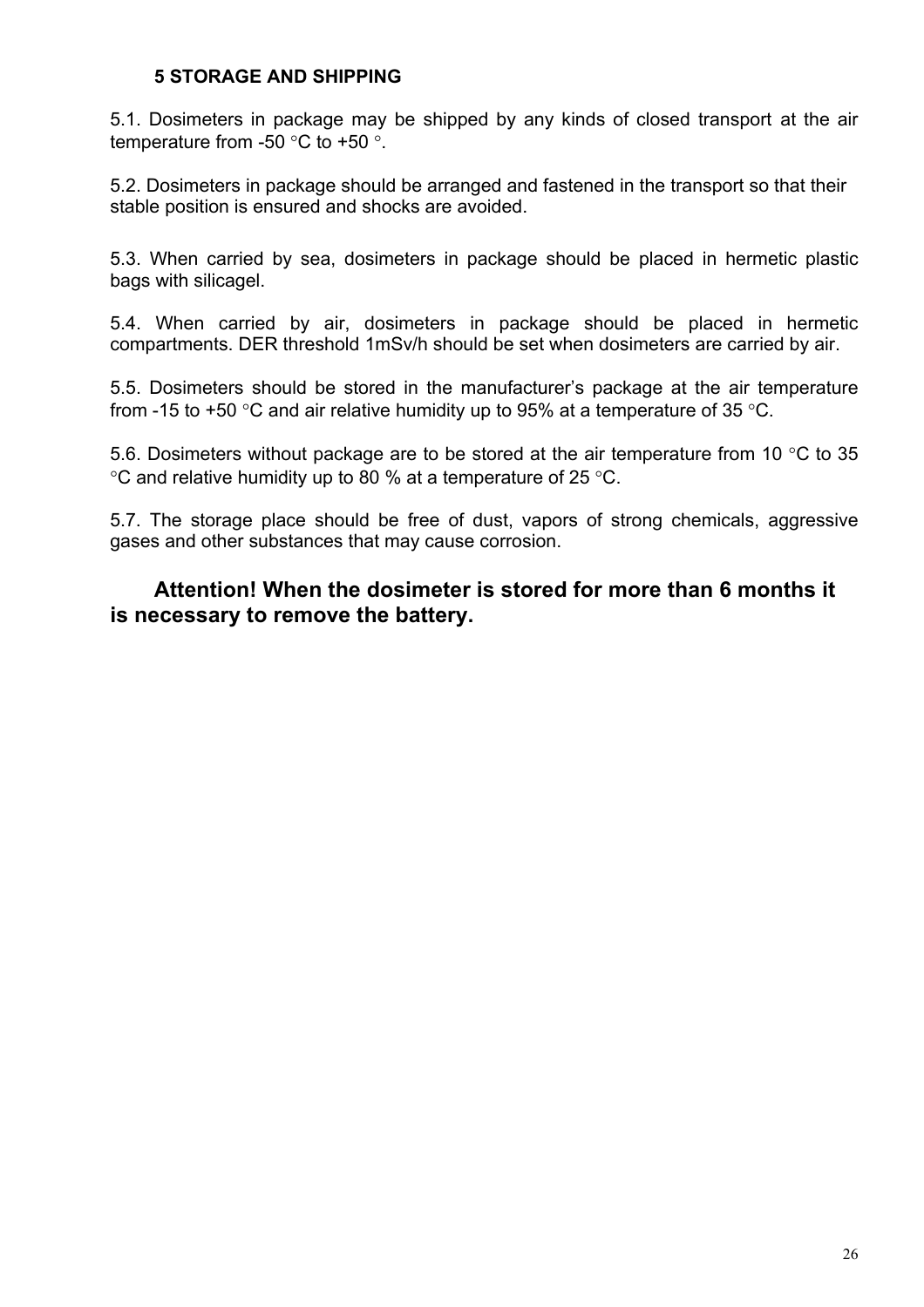## 5 STORAGE AND SHIPPING

5.1. Dosimeters in package may be shipped by any kinds of closed transport at the air temperature from -50 °C to +50 °.

5.2. Dosimeters in package should be arranged and fastened in the transport so that their stable position is ensured and shocks are avoided.

5.3. When carried by sea, dosimeters in package should be placed in hermetic plastic bags with silicagel.

5.4. When carried by air, dosimeters in package should be placed in hermetic compartments. DER threshold 1mSv/h should be set when dosimeters are carried by air.

5.5. Dosimeters should be stored in the manufacturer's package at the air temperature from -15 to +50 °C and air relative humidity up to 95% at a temperature of 35 °C.

5.6. Dosimeters without package are to be stored at the air temperature from 10 °C to 35 °C and relative humidity up to 80 % at a temperature of 25 °C.

5.7. The storage place should be free of dust, vapors of strong chemicals, aggressive gases and other substances that may cause corrosion.

**Attention! When the dosimeter is stored for more than 6 months it is necessary to remove the battery.**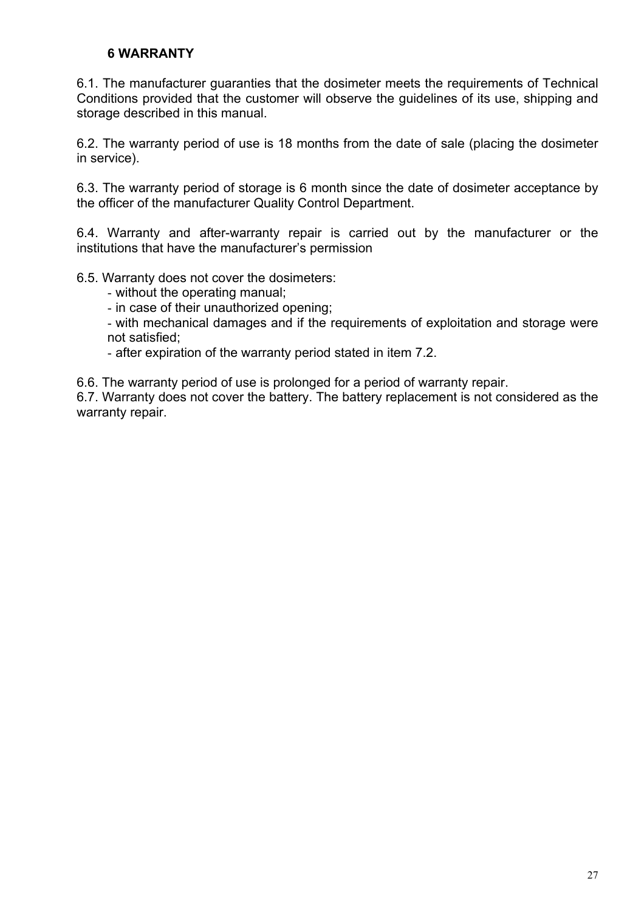## 6 WARRANTY

6.1. The manufacturer guaranties that the dosimeter meets the requirements of Technical Conditions provided that the customer will observe the guidelines of its use, shipping and storage described in this manual.

6.2. The warranty period of use is 18 months from the date of sale (placing the dosimeter in service).

6.3. The warranty period of storage is 6 month since the date of dosimeter acceptance by the officer of the manufacturer Quality Control Department.

6.4. Warranty and after-warranty repair is carried out by the manufacturer or the institutions that have the manufacturer's permission

6.5. Warranty does not cover the dosimeters:

- without the operating manual;
- in case of their unauthorized opening;
- with mechanical damages and if the requirements of exploitation and storage were not satisfied;
- after expiration of the warranty period stated in item 7.2.

6.6. The warranty period of use is prolonged for a period of warranty repair.

6.7. Warranty does not cover the battery. The battery replacement is not considered as the warranty repair.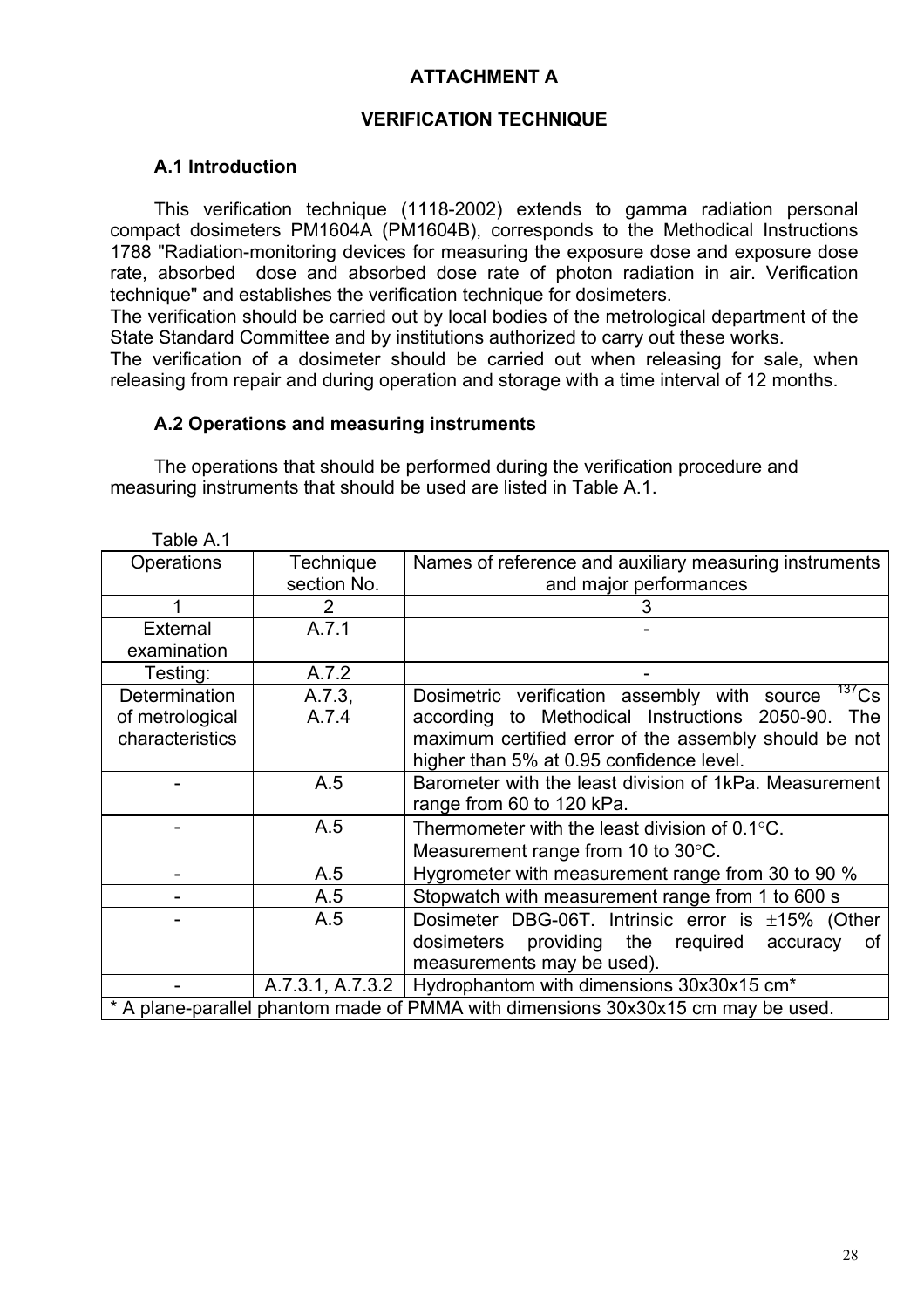## ATTACHMENT A

## VERIFICATION TECHNIQUE

### A.1 Introduction

This verification technique (1118-2002) extends to gamma radiation personal compact dosimeters PM1604A (PM1604B), corresponds to the Methodical Instructions 1788 "Radiation-monitoring devices for measuring the exposure dose and exposure dose rate, absorbed dose and absorbed dose rate of photon radiation in air. Verification technique" and establishes the verification technique for dosimeters.

The verification should be carried out by local bodies of the metrological department of the State Standard Committee and by institutions authorized to carry out these works.

The verification of a dosimeter should be carried out when releasing for sale, when releasing from repair and during operation and storage with a time interval of 12 months.

### A.2 Operations and measuring instruments

The operations that should be performed during the verification procedure and measuring instruments that should be used are listed in Table A.1.

Table A.1

| Operations | Technique section No. | Names of reference and auxiliary measuring instruments and major performances |
|---|---|---|
| 1 | 2 | 3 |
| External examination | A.7.1 | - |
| Testing: | A.7.2 | - |
| Determination of metrological characteristics | A.7.3, A.7.4 | Dosimetric verification assembly with source $^{137}Cs$ according to Methodical Instructions 2050-90. The maximum certified error of the assembly should be not higher than 5% at 0.95 confidence level. |
| - | A.5 | Barometer with the least division of 1kPa. Measurement range from 60 to 120 kPa. |
| - | A.5 | Thermometer with the least division of 0.1°C. Measurement range from 10 to 30°C. |
| - | A.5 | Hygrometer with measurement range from 30 to 90 % |
| - | A.5 | Stopwatch with measurement range from 1 to 600 s |
| - | A.5 | Dosimeter DBG-06T. Intrinsic error is ±15% (Other dosimeters providing the required accuracy of measurements may be used). |
| - | A.7.3.1, A.7.3.2 | Hydrophantom with dimensions 30x30x15 cm* |

* A plane-parallel phantom made of PMMA with dimensions 30x30x15 cm may be used.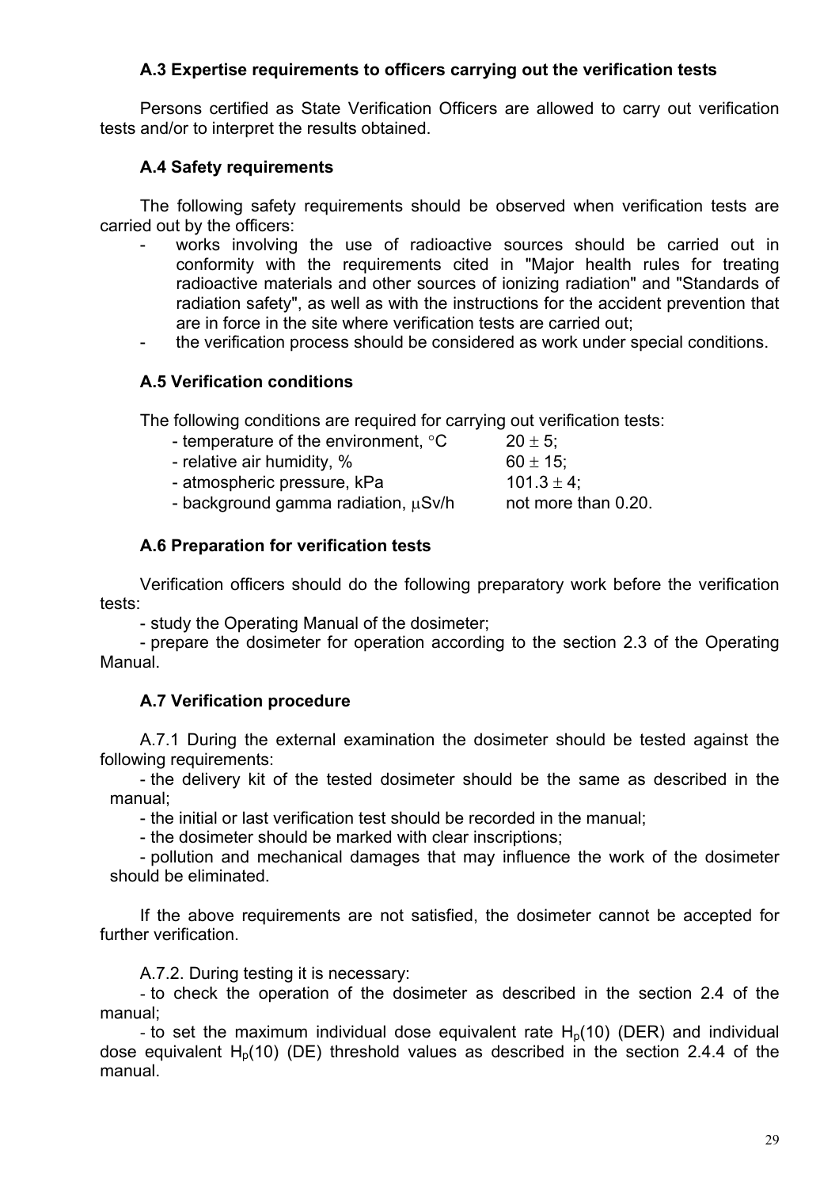### A.3 Expertise requirements to officers carrying out the verification tests

Persons certified as State Verification Officers are allowed to carry out verification tests and/or to interpret the results obtained.

### A.4 Safety requirements

The following safety requirements should be observed when verification tests are carried out by the officers:

- works involving the use of radioactive sources should be carried out in conformity with the requirements cited in "Major health rules for treating radioactive materials and other sources of ionizing radiation" and "Standards of radiation safety", as well as with the instructions for the accident prevention that are in force in the site where verification tests are carried out;
- the verification process should be considered as work under special conditions.

### A.5 Verification conditions

The following conditions are required for carrying out verification tests:

| | |
|---|---|
| - temperature of the environment, °C | $20 \pm 5$; |
| - relative air humidity, % | $60 \pm 15$; |
| - atmospheric pressure, kPa | $101.3 \pm 4$; |
| - background gamma radiation, μSv/h | not more than 0.20. |

### A.6 Preparation for verification tests

Verification officers should do the following preparatory work before the verification tests:

- study the Operating Manual of the dosimeter;
- prepare the dosimeter for operation according to the section 2.3 of the Operating Manual.

### A.7 Verification procedure

A.7.1 During the external examination the dosimeter should be tested against the following requirements:

- the delivery kit of the tested dosimeter should be the same as described in the manual;
- the initial or last verification test should be recorded in the manual;
- the dosimeter should be marked with clear inscriptions;
- pollution and mechanical damages that may influence the work of the dosimeter should be eliminated.

If the above requirements are not satisfied, the dosimeter cannot be accepted for further verification.

A.7.2. During testing it is necessary:

- to check the operation of the dosimeter as described in the section 2.4 of the manual;
- to set the maximum individual dose equivalent rate $H_p(10)$ (DER) and individual dose equivalent $H_p(10)$ (DE) threshold values as described in the section 2.4.4 of the manual.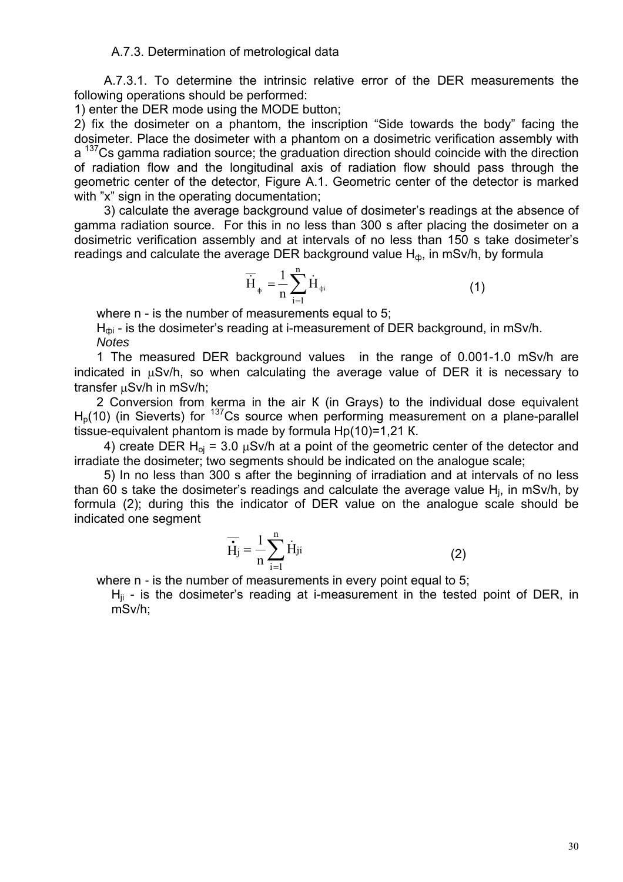A.7.3. Determination of metrological data

A.7.3.1. To determine the intrinsic relative error of the DER measurements the following operations should be performed:

1) enter the DER mode using the MODE button;

2) fix the dosimeter on a phantom, the inscription “Side towards the body” facing the dosimeter. Place the dosimeter with a phantom on a dosimetric verification assembly with a $^{137}Cs$ gamma radiation source; the graduation direction should coincide with the direction of radiation flow and the longitudinal axis of radiation flow should pass through the geometric center of the detector, Figure A.1. Geometric center of the detector is marked with ”x” sign in the operating documentation;

3) calculate the average background value of dosimeter’s readings at the absence of gamma radiation source. For this in no less than 300 s after placing the dosimeter on a dosimetric verification assembly and at intervals of no less than 150 s take dosimeter’s readings and calculate the average DER background value $H_ф$, in mSv/h, by formula

$$\overline{\dot{H}}_{ф} = \frac{1}{n}\sum_{i=1}^{n}\dot{H}_{фi} \qquad (1)$$

where n - is the number of measurements equal to 5;

$H_{фi}$ - is the dosimeter’s reading at i-measurement of DER background, in mSv/h.

*Notes*

1 The measured DER background values in the range of 0.001-1.0 mSv/h are indicated in μSv/h, so when calculating the average value of DER it is necessary to transfer μSv/h in mSv/h;

2 Conversion from kerma in the air K (in Grays) to the individual dose equivalent $H_p(10)$ (in Sieverts) for $^{137}Cs$ source when performing measurement on a plane-parallel tissue-equivalent phantom is made by formula Hp(10)=1,21 K.

4) create DER $H_{oj}$ = 3.0 μSv/h at a point of the geometric center of the detector and irradiate the dosimeter; two segments should be indicated on the analogue scale;

5) In no less than 300 s after the beginning of irradiation and at intervals of no less than 60 s take the dosimeter’s readings and calculate the average value $H_j$, in mSv/h, by formula (2); during this the indicator of DER value on the analogue scale should be indicated one segment

$$\overline{\dot{H}_j} = \frac{1}{n}\sum_{i=1}^{n}\dot{H}_{ji} \qquad (2)$$

where n - is the number of measurements in every point equal to 5;

$H_{ji}$ - is the dosimeter’s reading at i-measurement in the tested point of DER, in mSv/h;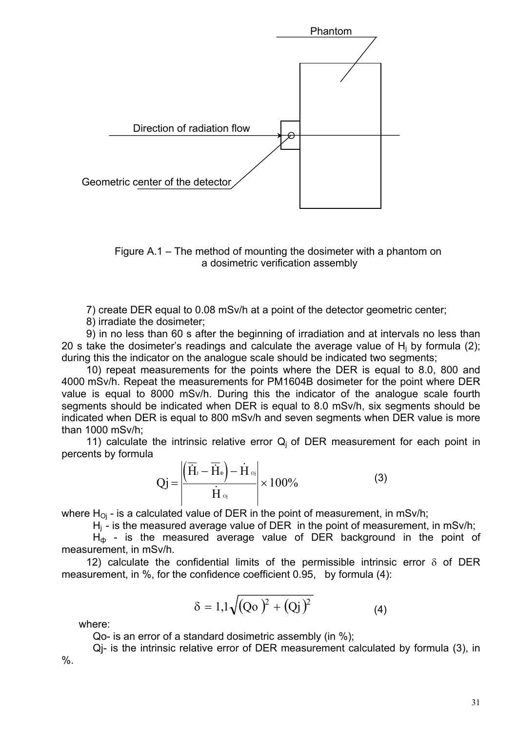Figure A.1 – The method of mounting the dosimeter with a phantom on a dosimetric verification assembly

7) create DER equal to 0.08 mSv/h at a point of the detector geometric center;

8) irradiate the dosimeter;

9) in no less than 60 s after the beginning of irradiation and at intervals no less than 20 s take the dosimeter's readings and calculate the average value of $H_j$ by formula (2); during this the indicator on the analogue scale should be indicated two segments;

10) repeat measurements for the points where the DER is equal to 8.0, 800 and 4000 mSv/h. Repeat the measurements for PM1604B dosimeter for the point where DER value is equal to 8000 mSv/h. During this the indicator of the analogue scale fourth segments should be indicated when DER is equal to 8.0 mSv/h, six segments should be indicated when DER is equal to 800 mSv/h and seven segments when DER value is more than 1000 mSv/h;

11) calculate the intrinsic relative error $Q_j$ of DER measurement for each point in percents by formula

$$Qj = \left| \frac{\left( \overline{\dot{H}}_j - \overline{\dot{H}}_\Phi \right) - \dot{H}_{Oj}}{\dot{H}_{Oj}} \right| \times 100\% \tag{3}$$

where $H_{Oj}$ - is a calculated value of DER in the point of measurement, in mSv/h;

$H_j$ - is the measured average value of DER in the point of measurement, in mSv/h;

$H_\Phi$ - is the measured average value of DER background in the point of measurement, in mSv/h.

12) calculate the confidential limits of the permissible intrinsic error $\delta$ of DER measurement, in %, for the confidence coefficient 0.95, by formula (4):

$$\delta = 1{,}1\sqrt{(Qo)^2 + (Qj)^2} \tag{4}$$

where:

Qo- is an error of a standard dosimetric assembly (in %);

Qj- is the intrinsic relative error of DER measurement calculated by formula (3), in %.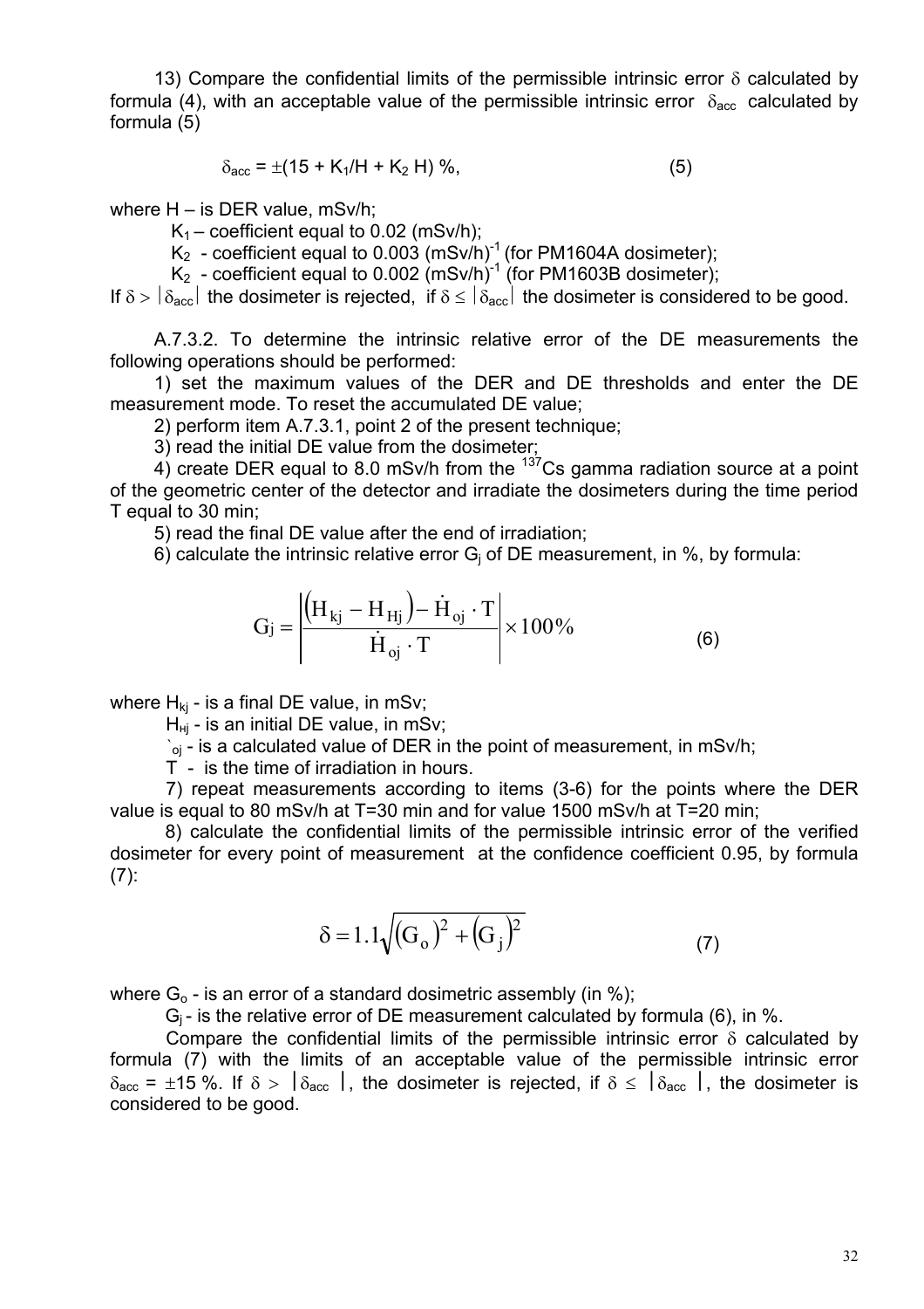13) Compare the confidential limits of the permissible intrinsic error $\delta$ calculated by formula (4), with an acceptable value of the permissible intrinsic error $\delta_{acc}$ calculated by formula (5)

$$\delta_{acc} = \pm(15 + K_1/H + K_2\, H)\ \%, \tag{5}$$

where H – is DER value, mSv/h;

$K_1$ – coefficient equal to 0.02 (mSv/h);

$K_2$ - coefficient equal to 0.003 $(mSv/h)^{-1}$ (for PM1604A dosimeter);

$K_2$ - coefficient equal to 0.002 $(mSv/h)^{-1}$ (for PM1603B dosimeter);

If $\delta > |\delta_{acc}|$ the dosimeter is rejected, if $\delta \leq |\delta_{acc}|$ the dosimeter is considered to be good.

A.7.3.2. To determine the intrinsic relative error of the DE measurements the following operations should be performed:

1) set the maximum values of the DER and DE thresholds and enter the DE measurement mode. To reset the accumulated DE value;

2) perform item A.7.3.1, point 2 of the present technique;

3) read the initial DE value from the dosimeter;

4) create DER equal to 8.0 mSv/h from the $^{137}Cs$ gamma radiation source at a point of the geometric center of the detector and irradiate the dosimeters during the time period T equal to 30 min;

5) read the final DE value after the end of irradiation;

6) calculate the intrinsic relative error $G_j$ of DE measurement, in %, by formula:

$$G_j = \left| \frac{\left(H_{kj} - H_{Hj}\right) - \dot{H}_{oj} \cdot T}{\dot{H}_{oj} \cdot T} \right| \times 100\% \tag{6}$$

where $H_{kj}$ - is a final DE value, in mSv;

$H_{Hj}$ - is an initial DE value, in mSv;

$\dot{H}_{oj}$ - is a calculated value of DER in the point of measurement, in mSv/h;

T - is the time of irradiation in hours.

7) repeat measurements according to items (3-6) for the points where the DER value is equal to 80 mSv/h at T=30 min and for value 1500 mSv/h at T=20 min;

8) calculate the confidential limits of the permissible intrinsic error of the verified dosimeter for every point of measurement at the confidence coefficient 0.95, by formula (7):

$$\delta = 1.1\sqrt{\left(G_o\right)^2 + \left(G_j\right)^2} \tag{7}$$

where $G_o$ - is an error of a standard dosimetric assembly (in %);

$G_j$ - is the relative error of DE measurement calculated by formula (6), in %.

Compare the confidential limits of the permissible intrinsic error $\delta$ calculated by formula (7) with the limits of an acceptable value of the permissible intrinsic error $\delta_{acc} = \pm 15\ \%$. If $\delta > |\delta_{acc}|$, the dosimeter is rejected, if $\delta \leq |\delta_{acc}|$, the dosimeter is considered to be good.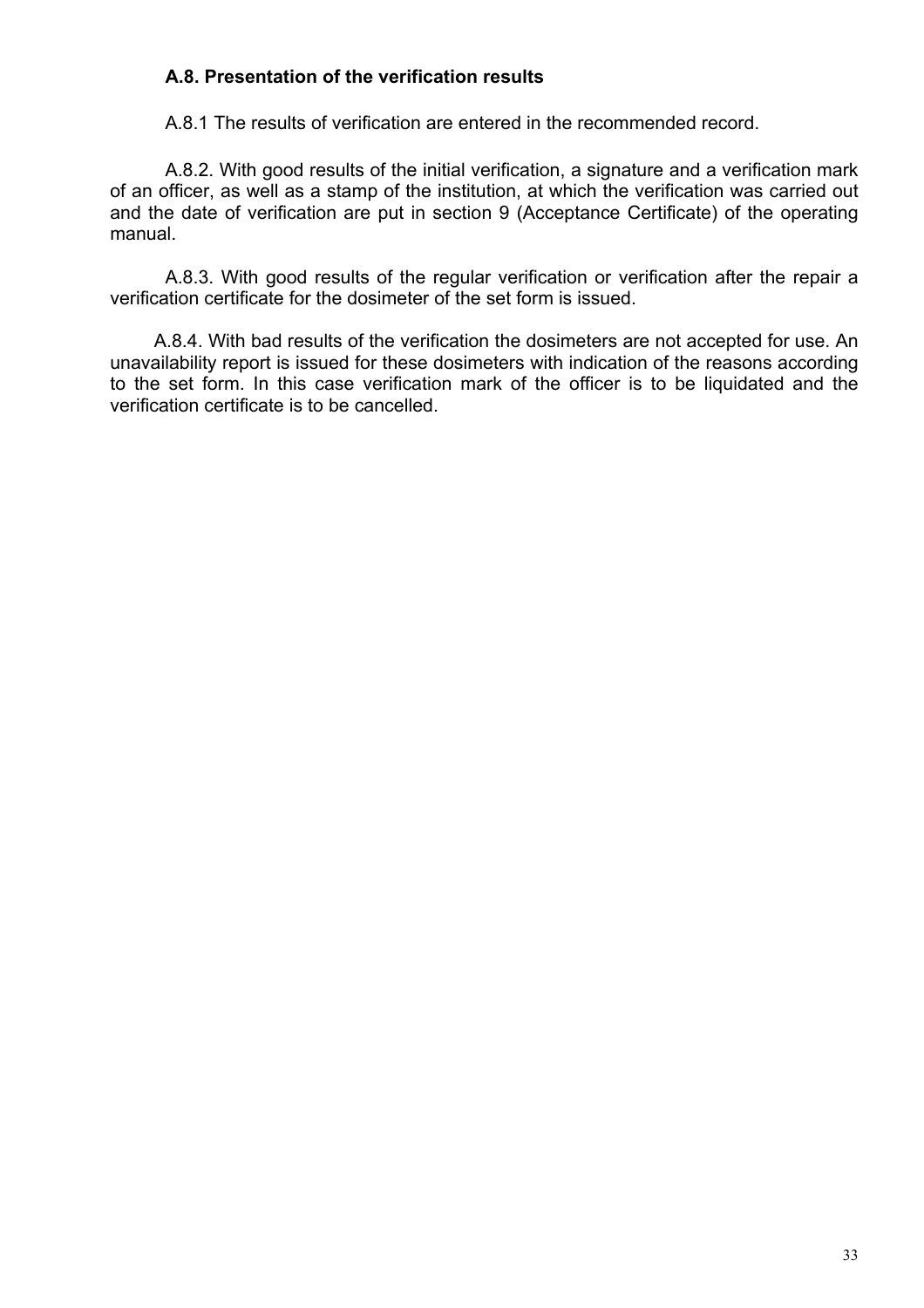### A.8. Presentation of the verification results

A.8.1 The results of verification are entered in the recommended record.

A.8.2. With good results of the initial verification, a signature and a verification mark of an officer, as well as a stamp of the institution, at which the verification was carried out and the date of verification are put in section 9 (Acceptance Certificate) of the operating manual.

A.8.3. With good results of the regular verification or verification after the repair a verification certificate for the dosimeter of the set form is issued.

A.8.4. With bad results of the verification the dosimeters are not accepted for use. An unavailability report is issued for these dosimeters with indication of the reasons according to the set form. In this case verification mark of the officer is to be liquidated and the verification certificate is to be cancelled.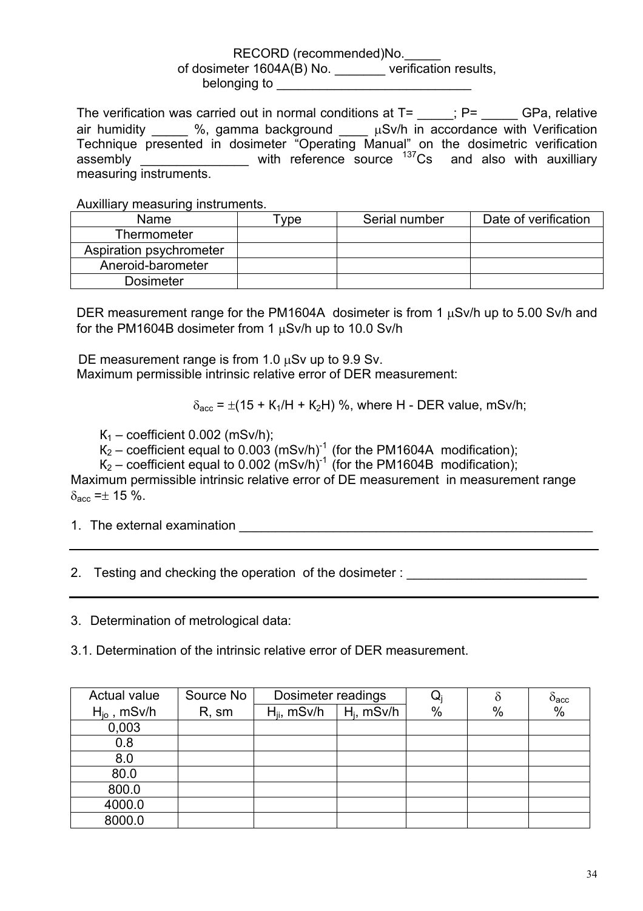RECORD (recommended)No.\_\_\_\_\_
of dosimeter 1604A(B) No. \_\_\_\_\_\_\_ verification results,
belonging to \_\_\_\_\_\_\_\_\_\_\_\_\_\_\_\_\_\_\_\_\_\_\_\_\_\_\_

The verification was carried out in normal conditions at T= \_\_\_\_\_; P= \_\_\_\_\_ GPa, relative air humidity \_\_\_\_\_ %, gamma background \_\_\_\_ μSv/h in accordance with Verification Technique presented in dosimeter "Operating Manual" on the dosimetric verification assembly \_\_\_\_\_\_\_\_\_\_\_\_\_\_\_ with reference source $^{137}$Cs and also with auxilliary measuring instruments.

Auxilliary measuring instruments.

| Name | Type | Serial number | Date of verification |
|---|---|---|---|
| Thermometer | | | |
| Aspiration psychrometer | | | |
| Aneroid-barometer | | | |
| Dosimeter | | | |

DER measurement range for the PM1604A dosimeter is from 1 μSv/h up to 5.00 Sv/h and for the PM1604B dosimeter from 1 μSv/h up to 10.0 Sv/h

DE measurement range is from 1.0 μSv up to 9.9 Sv.
Maximum permissible intrinsic relative error of DER measurement:

$$\delta_{acc} = \pm(15 + K_1/H + K_2H)\ \%, \text{ where H - DER value, mSv/h;}$$

$K_1$ – coefficient 0.002 (mSv/h);
$K_2$ – coefficient equal to 0.003 $(mSv/h)^{-1}$ (for the PM1604A modification);
$K_2$ – coefficient equal to 0.002 $(mSv/h)^{-1}$ (for the PM1604B modification);
Maximum permissible intrinsic relative error of DE measurement in measurement range $\delta_{acc} = \pm$ 15 %.

1. The external examination \_\_\_\_\_\_\_\_\_\_\_\_\_\_\_\_\_\_\_\_\_\_\_\_\_\_\_\_\_\_\_\_\_\_\_\_\_\_\_\_\_\_\_\_\_\_\_\_\_\_\_\_

2. Testing and checking the operation of the dosimeter : \_\_\_\_\_\_\_\_\_\_\_\_\_\_\_\_\_\_\_\_\_\_\_\_\_\_

3. Determination of metrological data:

3.1. Determination of the intrinsic relative error of DER measurement.

| Actual value $H_{jo}$, mSv/h | Source No R, sm | Dosimeter readings | | $Q_j$ % | $\delta$ % | $\delta_{acc}$ % |
|---|---|---|---|---|---|---|
| | | $H_{ji}$, mSv/h | $H_j$, mSv/h | | | |
| 0,003 | | | | | | |
| 0.8 | | | | | | |
| 8.0 | | | | | | |
| 80.0 | | | | | | |
| 800.0 | | | | | | |
| 4000.0 | | | | | | |
| 8000.0 | | | | | | |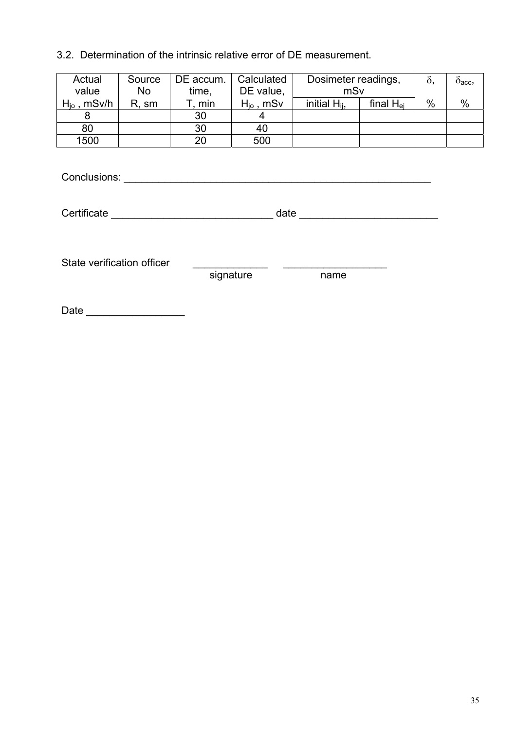3.2. Determination of the intrinsic relative error of DE measurement.

| Actual value | Source No | DE accum. time, | Calculated DE value, | Dosimeter readings, mSv | | $\delta$, | $\delta_{acc}$, |
|---|---|---|---|---|---|---|---|
| $H_{jo}$ , mSv/h | R, sm | T, min | $H_{jo}$ , mSv | initial $H_{ij}$, | final $H_{ej}$ | % | % |
| 8 | | 30 | 4 | | | | |
| 80 | | 30 | 40 | | | | |
| 1500 | | 20 | 500 | | | | |

Conclusions: ________________________________________________________

Certificate _____________________________ date ________________________

State verification officer _____________ __________________
signature name

Date _________________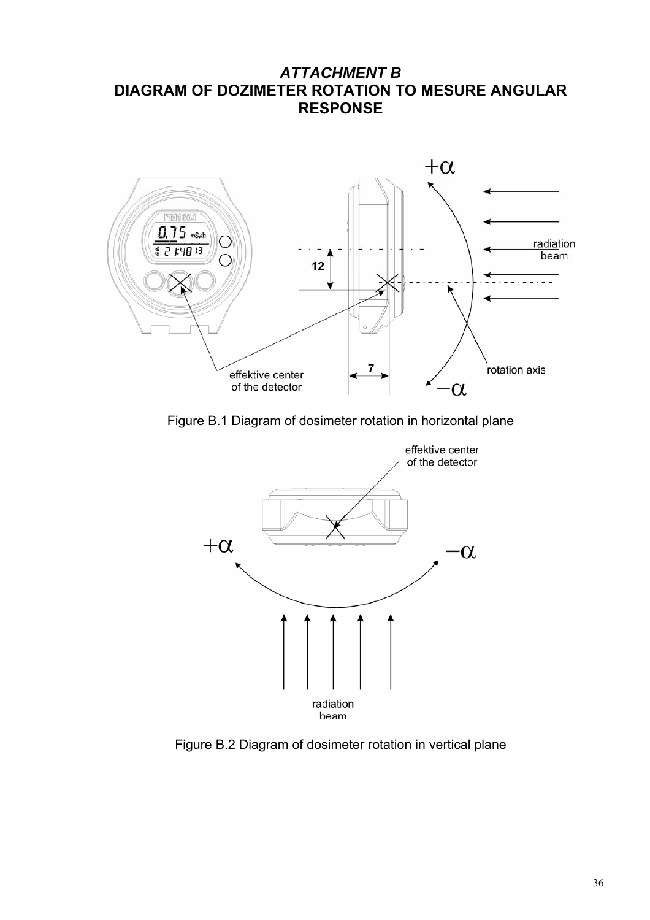### *ATTACHMENT B*
## DIAGRAM OF DOZIMETER ROTATION TO MESURE ANGULAR RESPONSE

PM1604

0.75 mSv/h

21:48 13

12

7

$+\alpha$

$-\alpha$

radiation beam

rotation axis

effektive center of the detector

Figure B.1 Diagram of dosimeter rotation in horizontal plane

effektive center of the detector

$+\alpha$

$-\alpha$

radiation beam

Figure B.2 Diagram of dosimeter rotation in vertical plane